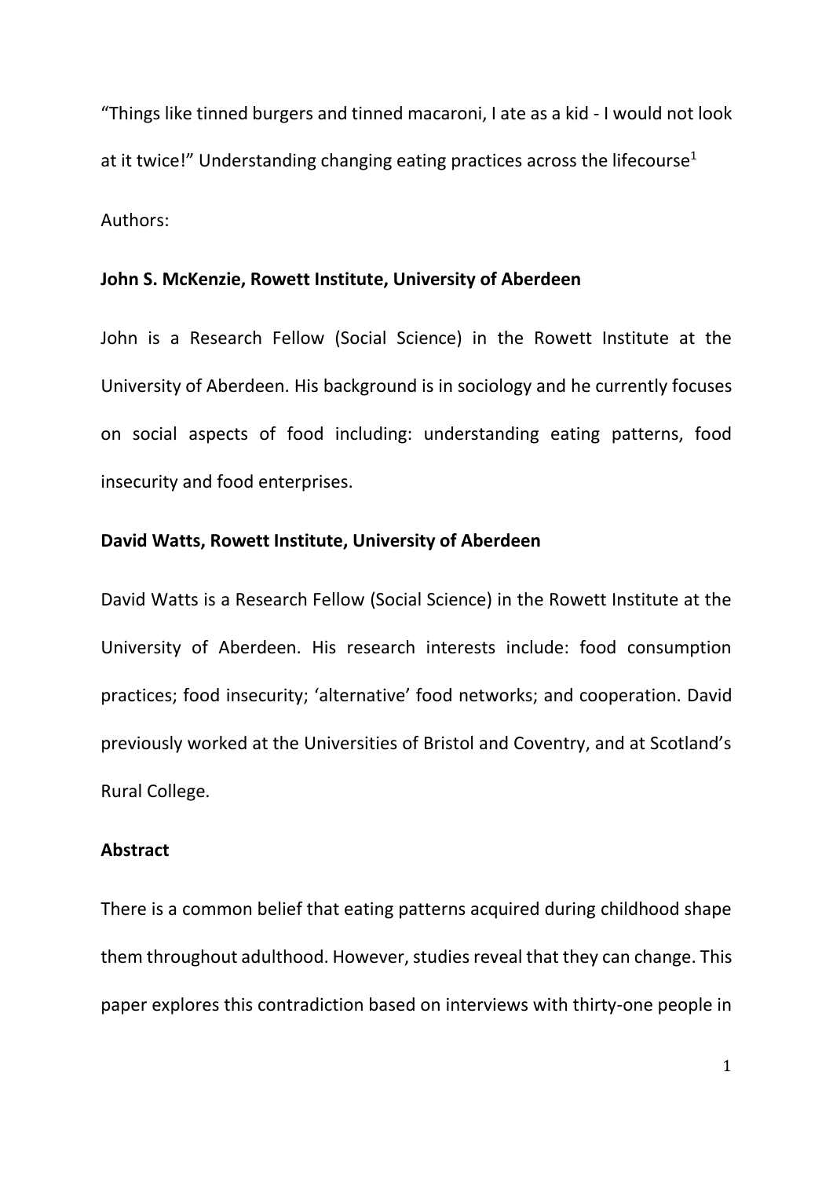# "Things like tinned burgers and tinned macaroni, I ate as a kid - I would not look at it twice!" Understanding changing eating practices across the lifecourse[1]

Authors:

**John S. McKenzie, Rowett Institute, University of Aberdeen**

John is a Research Fellow (Social Science) in the Rowett Institute at the University of Aberdeen. His background is in sociology and he currently focuses on social aspects of food including: understanding eating patterns, food insecurity and food enterprises.

**David Watts, Rowett Institute, University of Aberdeen**

David Watts is a Research Fellow (Social Science) in the Rowett Institute at the University of Aberdeen. His research interests include: food consumption practices; food insecurity; 'alternative' food networks; and cooperation. David previously worked at the Universities of Bristol and Coventry, and at Scotland's Rural College.

## Abstract

There is a common belief that eating patterns acquired during childhood shape them throughout adulthood. However, studies reveal that they can change. This paper explores this contradiction based on interviews with thirty-one people in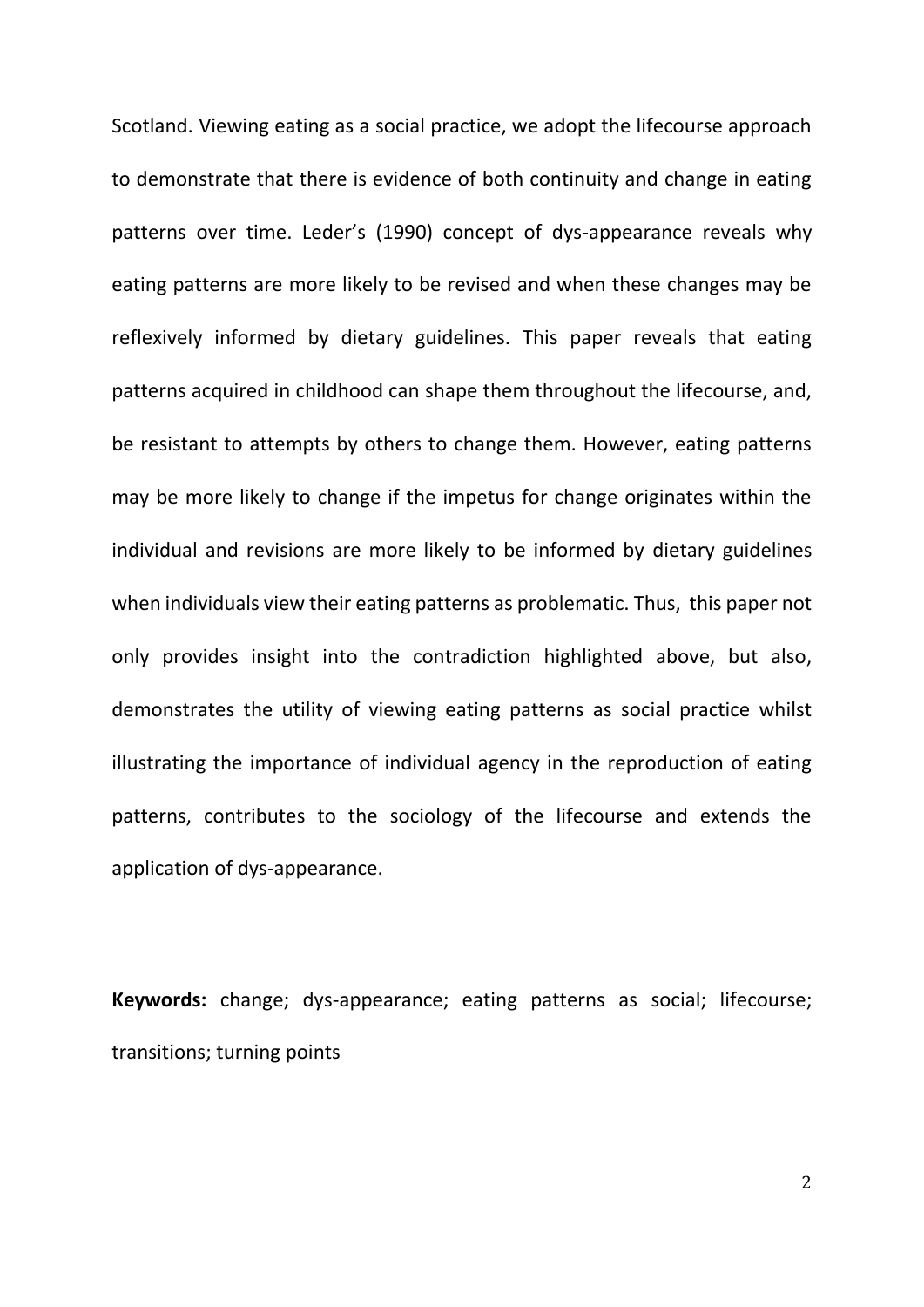Scotland. Viewing eating as a social practice, we adopt the lifecourse approach to demonstrate that there is evidence of both continuity and change in eating patterns over time. Leder's (1990) concept of dys-appearance reveals why eating patterns are more likely to be revised and when these changes may be reflexively informed by dietary guidelines. This paper reveals that eating patterns acquired in childhood can shape them throughout the lifecourse, and, be resistant to attempts by others to change them. However, eating patterns may be more likely to change if the impetus for change originates within the individual and revisions are more likely to be informed by dietary guidelines when individuals view their eating patterns as problematic. Thus, this paper not only provides insight into the contradiction highlighted above, but also, demonstrates the utility of viewing eating patterns as social practice whilst illustrating the importance of individual agency in the reproduction of eating patterns, contributes to the sociology of the lifecourse and extends the application of dys-appearance.

**Keywords:** change; dys-appearance; eating patterns as social; lifecourse; transitions; turning points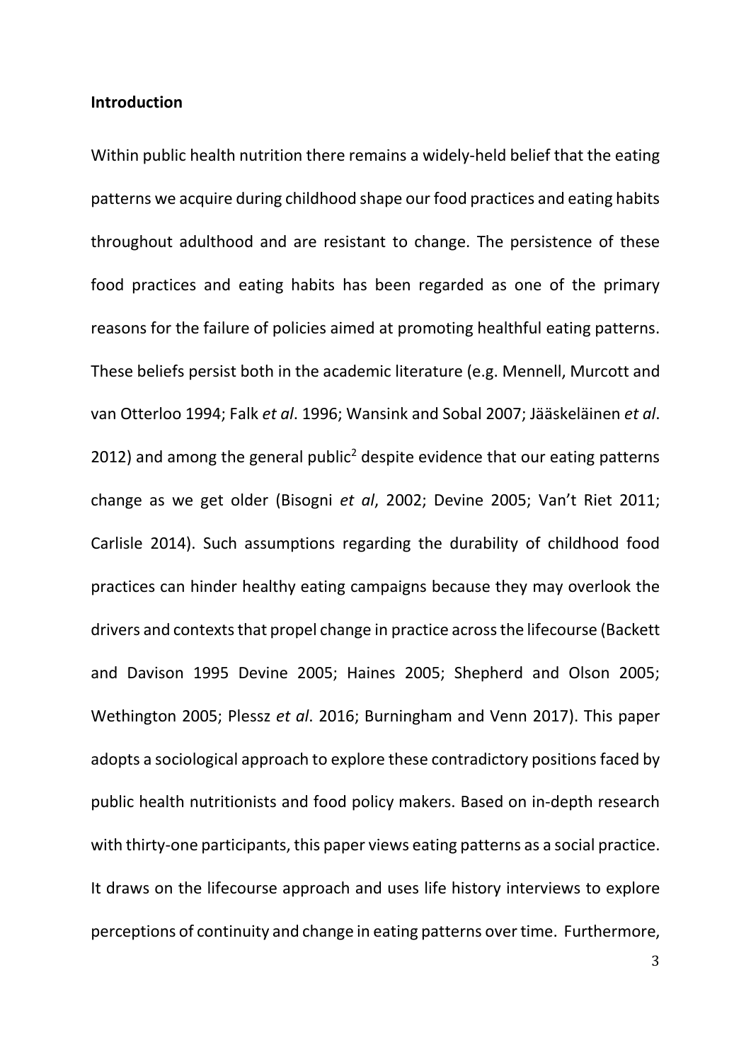**Introduction**

Within public health nutrition there remains a widely-held belief that the eating patterns we acquire during childhood shape our food practices and eating habits throughout adulthood and are resistant to change. The persistence of these food practices and eating habits has been regarded as one of the primary reasons for the failure of policies aimed at promoting healthful eating patterns. These beliefs persist both in the academic literature (e.g. Mennell, Murcott and van Otterloo 1994; Falk *et al*. 1996; Wansink and Sobal 2007; Jääskeläinen *et al*. 2012) and among the general public[2] despite evidence that our eating patterns change as we get older (Bisogni *et al*, 2002; Devine 2005; Van't Riet 2011; Carlisle 2014). Such assumptions regarding the durability of childhood food practices can hinder healthy eating campaigns because they may overlook the drivers and contexts that propel change in practice across the lifecourse (Backett and Davison 1995 Devine 2005; Haines 2005; Shepherd and Olson 2005; Wethington 2005; Plessz *et al*. 2016; Burningham and Venn 2017). This paper adopts a sociological approach to explore these contradictory positions faced by public health nutritionists and food policy makers. Based on in-depth research with thirty-one participants, this paper views eating patterns as a social practice. It draws on the lifecourse approach and uses life history interviews to explore perceptions of continuity and change in eating patterns over time. Furthermore,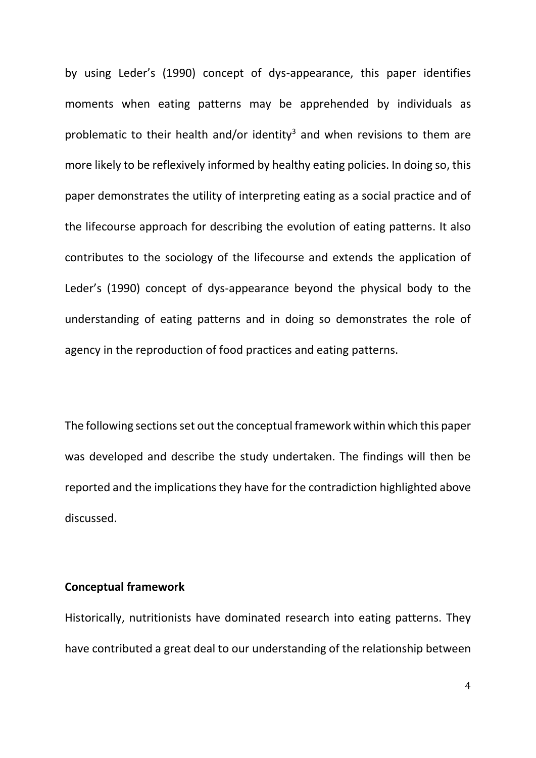by using Leder's (1990) concept of dys-appearance, this paper identifies moments when eating patterns may be apprehended by individuals as problematic to their health and/or identity[3] and when revisions to them are more likely to be reflexively informed by healthy eating policies. In doing so, this paper demonstrates the utility of interpreting eating as a social practice and of the lifecourse approach for describing the evolution of eating patterns. It also contributes to the sociology of the lifecourse and extends the application of Leder's (1990) concept of dys-appearance beyond the physical body to the understanding of eating patterns and in doing so demonstrates the role of agency in the reproduction of food practices and eating patterns.

The following sections set out the conceptual framework within which this paper was developed and describe the study undertaken. The findings will then be reported and the implications they have for the contradiction highlighted above discussed.

## Conceptual framework

Historically, nutritionists have dominated research into eating patterns. They have contributed a great deal to our understanding of the relationship between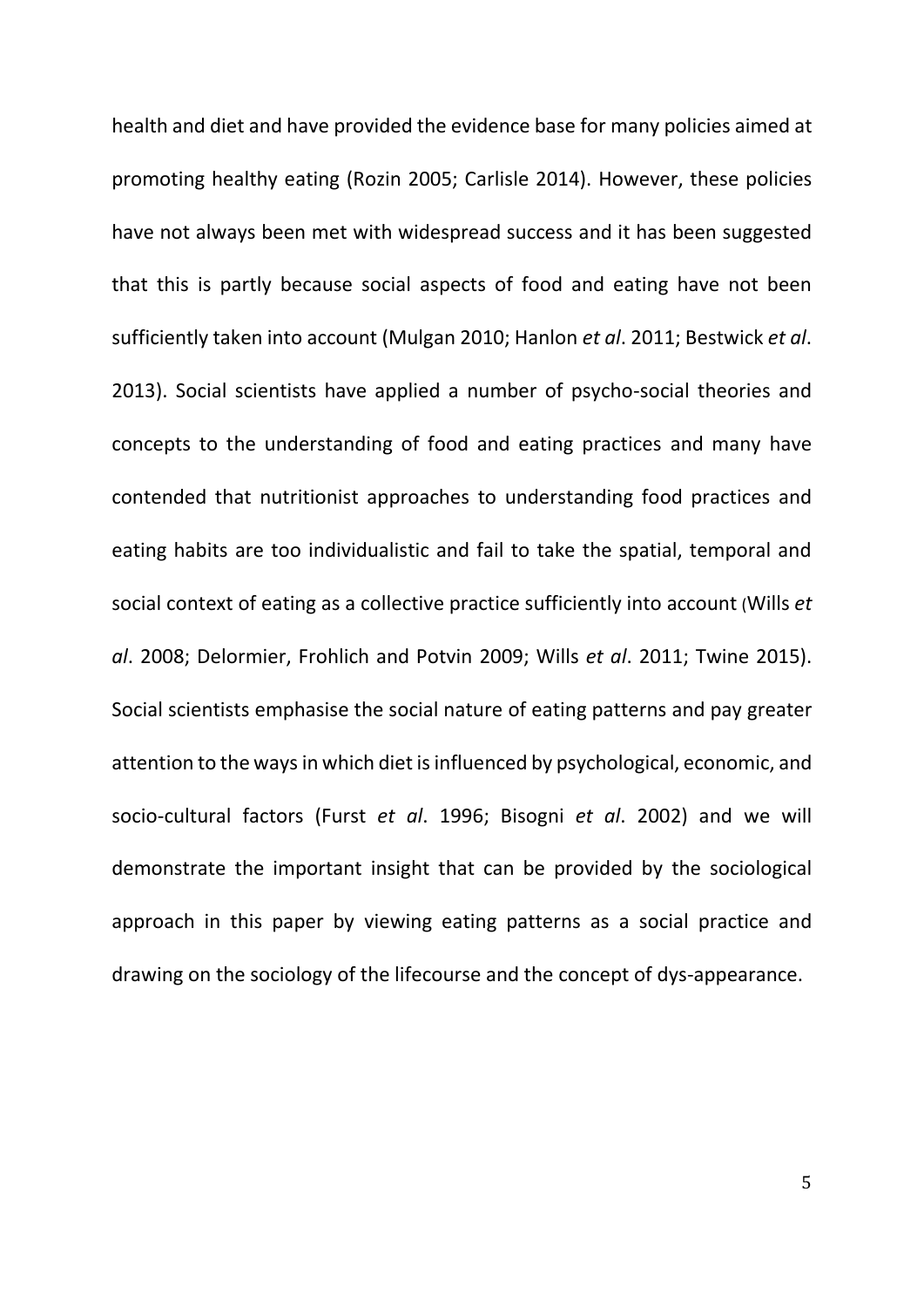health and diet and have provided the evidence base for many policies aimed at promoting healthy eating (Rozin 2005; Carlisle 2014). However, these policies have not always been met with widespread success and it has been suggested that this is partly because social aspects of food and eating have not been sufficiently taken into account (Mulgan 2010; Hanlon *et al*. 2011; Bestwick *et al*. 2013). Social scientists have applied a number of psycho-social theories and concepts to the understanding of food and eating practices and many have contended that nutritionist approaches to understanding food practices and eating habits are too individualistic and fail to take the spatial, temporal and social context of eating as a collective practice sufficiently into account (Wills *et al*. 2008; Delormier, Frohlich and Potvin 2009; Wills *et al*. 2011; Twine 2015). Social scientists emphasise the social nature of eating patterns and pay greater attention to the ways in which diet is influenced by psychological, economic, and socio-cultural factors (Furst *et al*. 1996; Bisogni *et al*. 2002) and we will demonstrate the important insight that can be provided by the sociological approach in this paper by viewing eating patterns as a social practice and drawing on the sociology of the lifecourse and the concept of dys-appearance.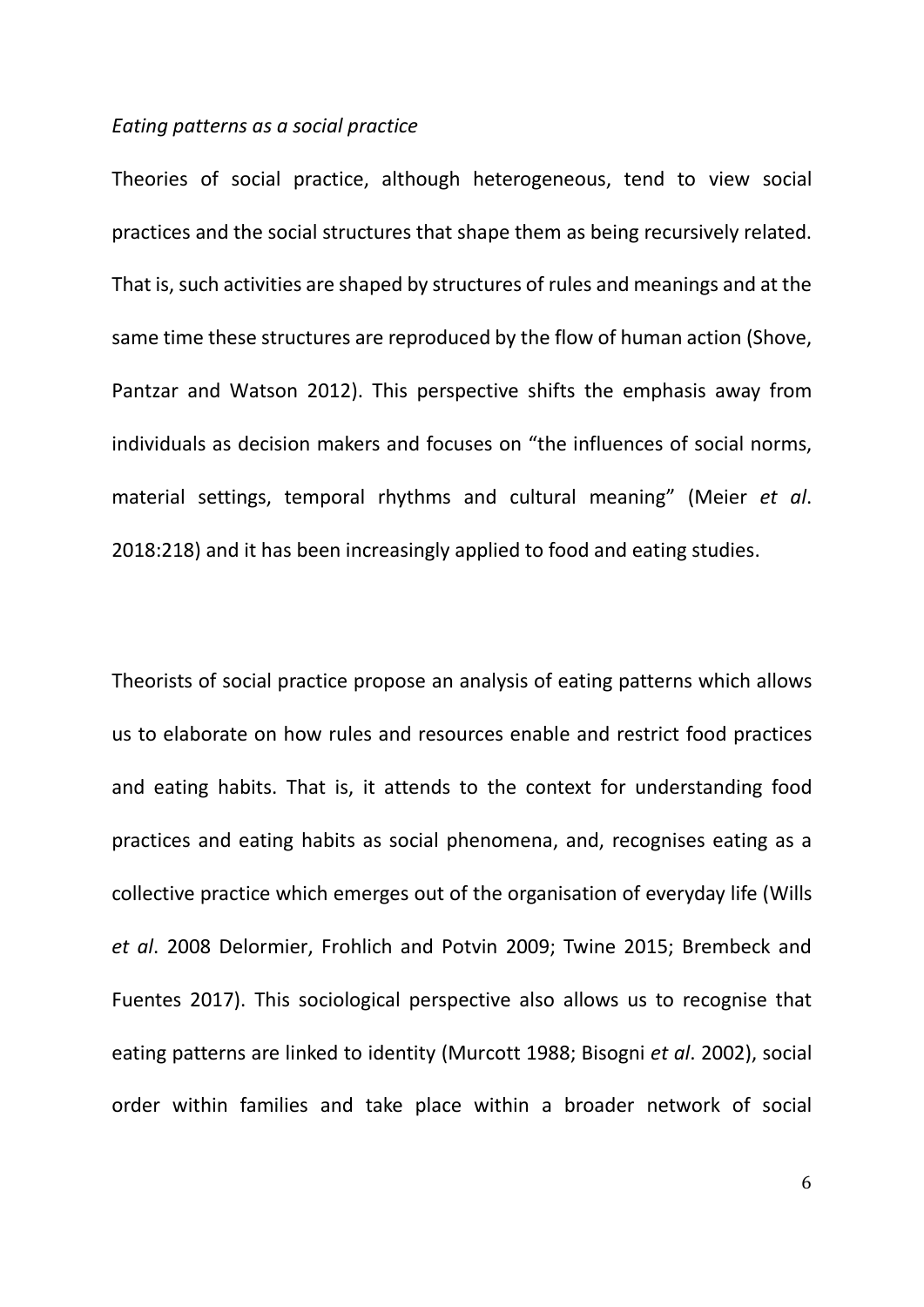*Eating patterns as a social practice*

Theories of social practice, although heterogeneous, tend to view social practices and the social structures that shape them as being recursively related. That is, such activities are shaped by structures of rules and meanings and at the same time these structures are reproduced by the flow of human action (Shove, Pantzar and Watson 2012). This perspective shifts the emphasis away from individuals as decision makers and focuses on "the influences of social norms, material settings, temporal rhythms and cultural meaning" (Meier *et al*. 2018:218) and it has been increasingly applied to food and eating studies.

Theorists of social practice propose an analysis of eating patterns which allows us to elaborate on how rules and resources enable and restrict food practices and eating habits. That is, it attends to the context for understanding food practices and eating habits as social phenomena, and, recognises eating as a collective practice which emerges out of the organisation of everyday life (Wills *et al*. 2008 Delormier, Frohlich and Potvin 2009; Twine 2015; Brembeck and Fuentes 2017). This sociological perspective also allows us to recognise that eating patterns are linked to identity (Murcott 1988; Bisogni *et al*. 2002), social order within families and take place within a broader network of social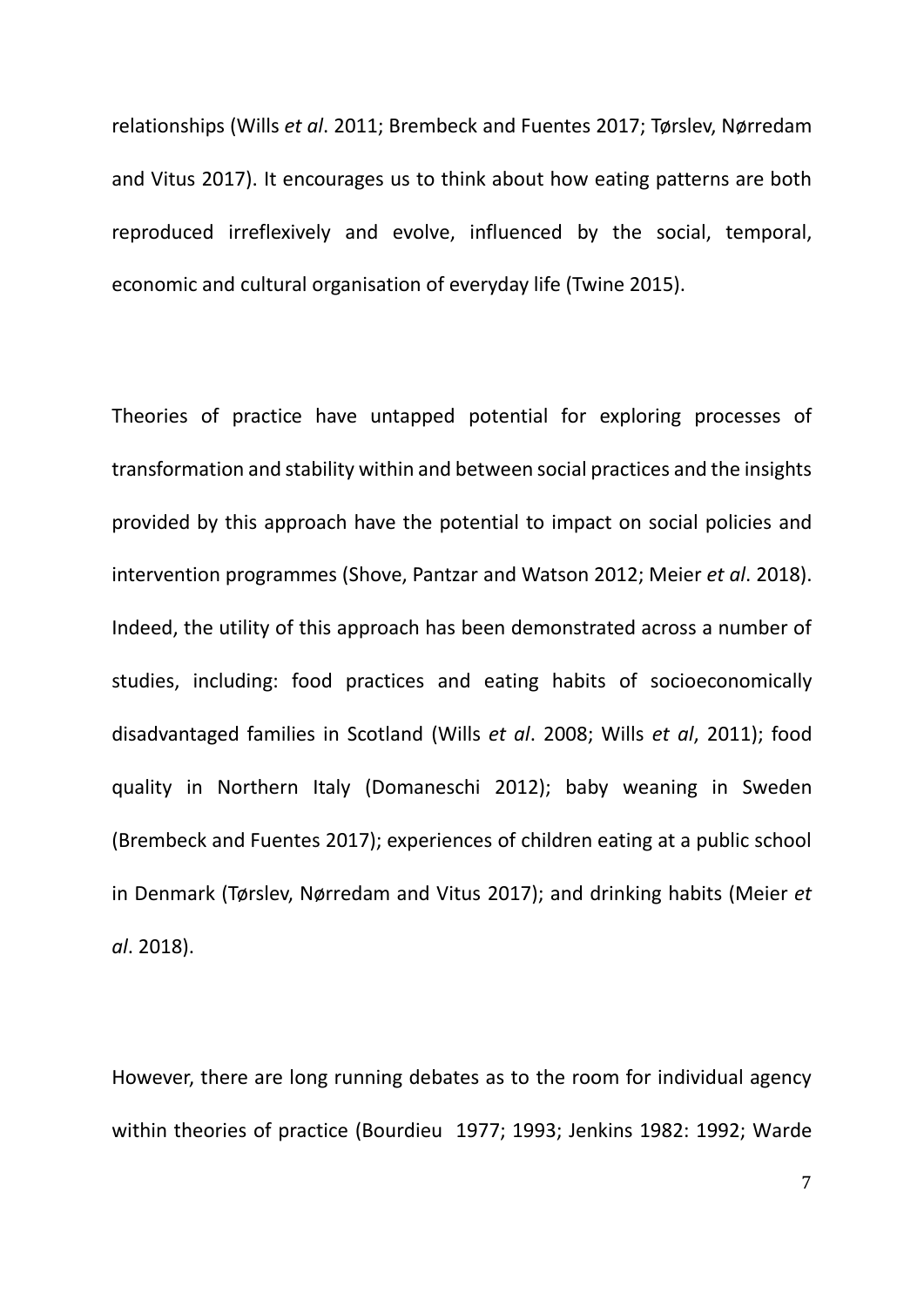relationships (Wills *et al*. 2011; Brembeck and Fuentes 2017; Tørslev, Nørredam and Vitus 2017). It encourages us to think about how eating patterns are both reproduced irreflexively and evolve, influenced by the social, temporal, economic and cultural organisation of everyday life (Twine 2015).

Theories of practice have untapped potential for exploring processes of transformation and stability within and between social practices and the insights provided by this approach have the potential to impact on social policies and intervention programmes (Shove, Pantzar and Watson 2012; Meier *et al*. 2018). Indeed, the utility of this approach has been demonstrated across a number of studies, including: food practices and eating habits of socioeconomically disadvantaged families in Scotland (Wills *et al*. 2008; Wills *et al*, 2011); food quality in Northern Italy (Domaneschi 2012); baby weaning in Sweden (Brembeck and Fuentes 2017); experiences of children eating at a public school in Denmark (Tørslev, Nørredam and Vitus 2017); and drinking habits (Meier *et al*. 2018).

However, there are long running debates as to the room for individual agency within theories of practice (Bourdieu 1977; 1993; Jenkins 1982: 1992; Warde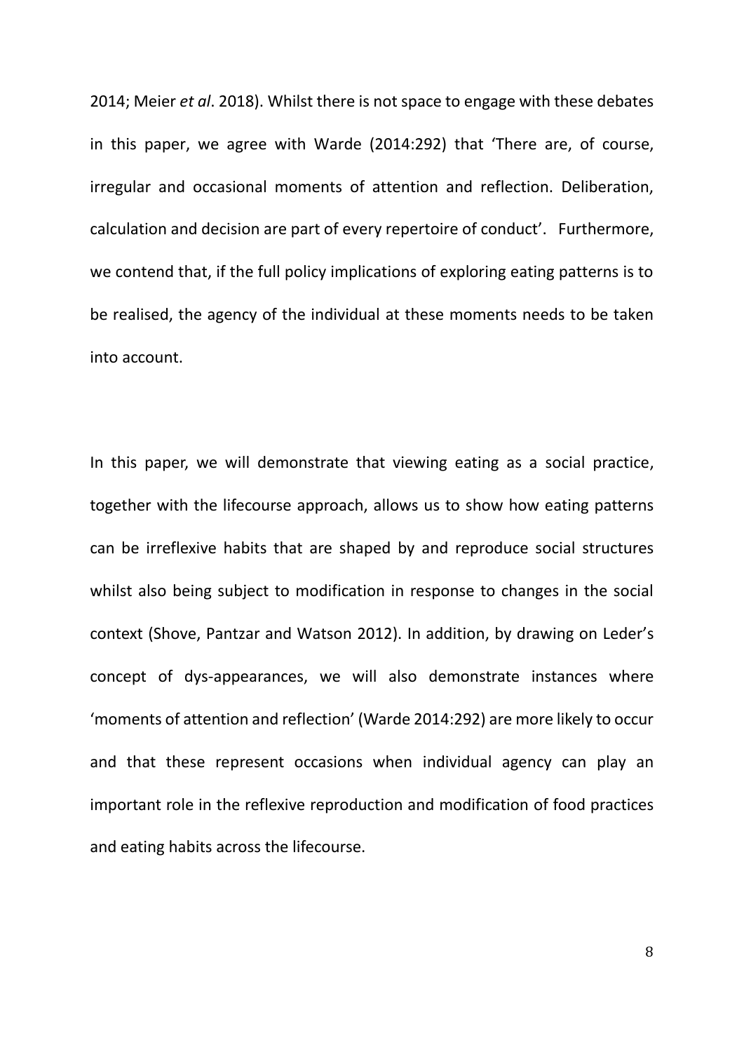2014; Meier *et al*. 2018). Whilst there is not space to engage with these debates in this paper, we agree with Warde (2014:292) that 'There are, of course, irregular and occasional moments of attention and reflection. Deliberation, calculation and decision are part of every repertoire of conduct'. Furthermore, we contend that, if the full policy implications of exploring eating patterns is to be realised, the agency of the individual at these moments needs to be taken into account.

In this paper, we will demonstrate that viewing eating as a social practice, together with the lifecourse approach, allows us to show how eating patterns can be irreflexive habits that are shaped by and reproduce social structures whilst also being subject to modification in response to changes in the social context (Shove, Pantzar and Watson 2012). In addition, by drawing on Leder's concept of dys-appearances, we will also demonstrate instances where 'moments of attention and reflection' (Warde 2014:292) are more likely to occur and that these represent occasions when individual agency can play an important role in the reflexive reproduction and modification of food practices and eating habits across the lifecourse.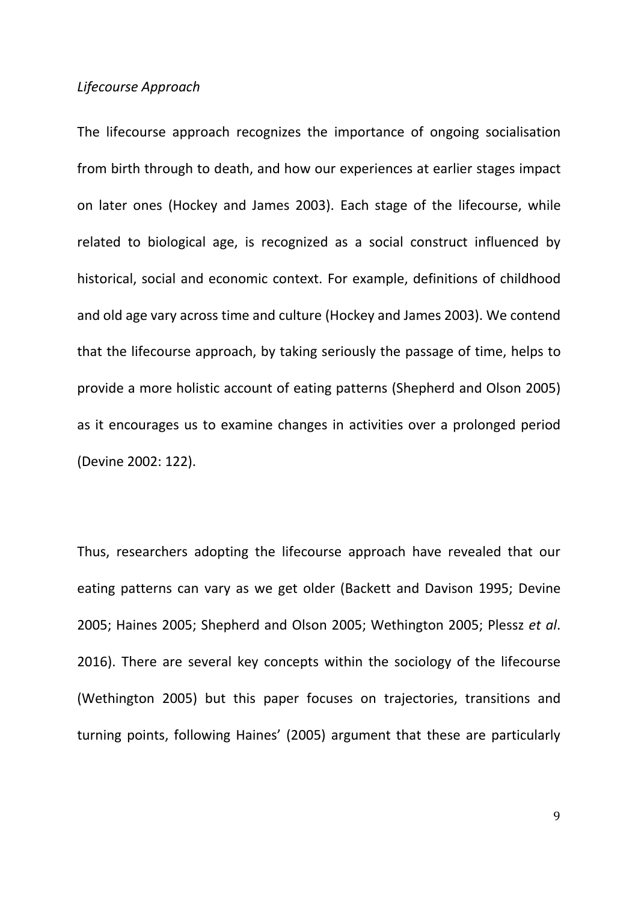*Lifecourse Approach*

The lifecourse approach recognizes the importance of ongoing socialisation from birth through to death, and how our experiences at earlier stages impact on later ones (Hockey and James 2003). Each stage of the lifecourse, while related to biological age, is recognized as a social construct influenced by historical, social and economic context. For example, definitions of childhood and old age vary across time and culture (Hockey and James 2003). We contend that the lifecourse approach, by taking seriously the passage of time, helps to provide a more holistic account of eating patterns (Shepherd and Olson 2005) as it encourages us to examine changes in activities over a prolonged period (Devine 2002: 122).

Thus, researchers adopting the lifecourse approach have revealed that our eating patterns can vary as we get older (Backett and Davison 1995; Devine 2005; Haines 2005; Shepherd and Olson 2005; Wethington 2005; Plessz *et al*. 2016). There are several key concepts within the sociology of the lifecourse (Wethington 2005) but this paper focuses on trajectories, transitions and turning points, following Haines' (2005) argument that these are particularly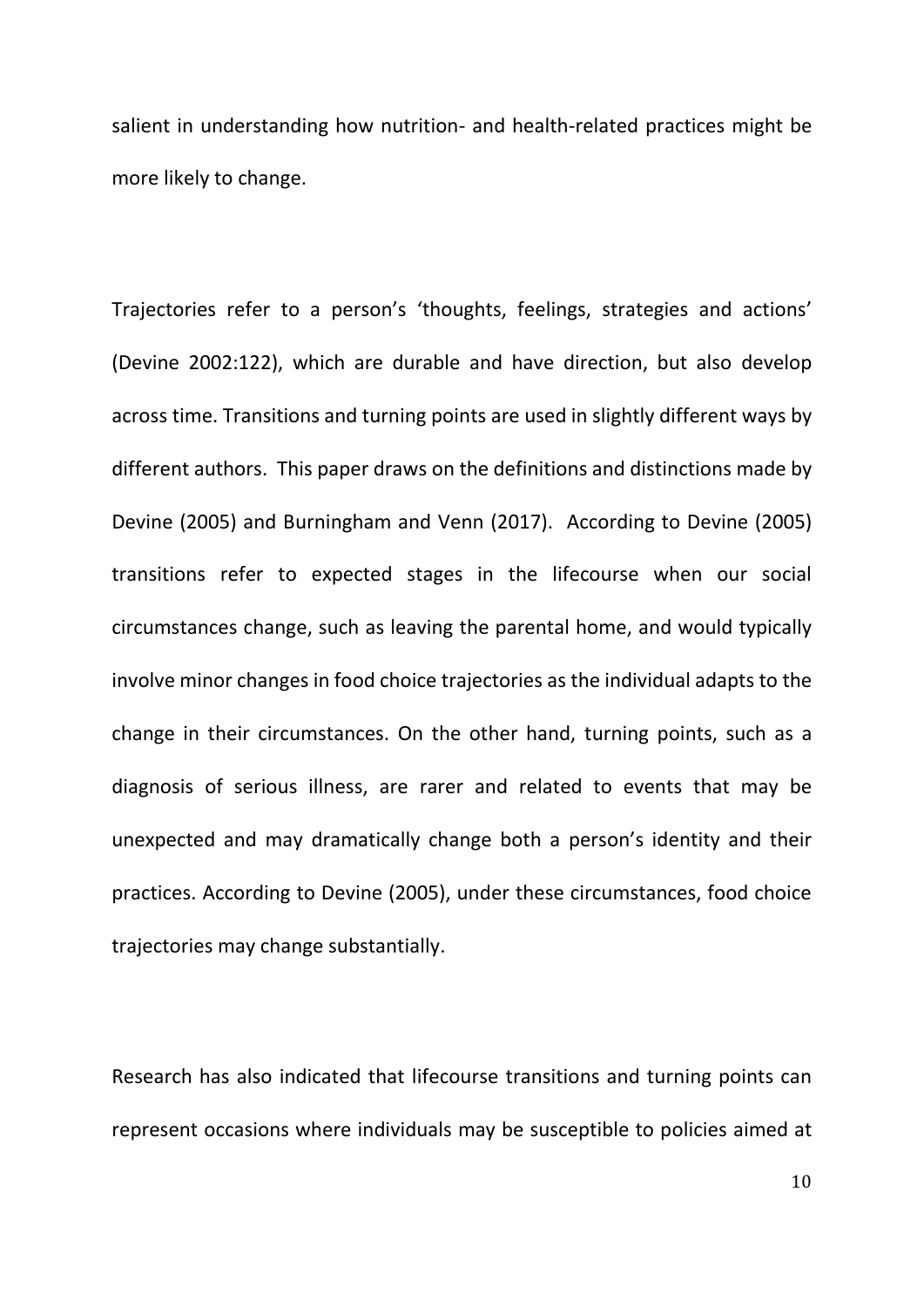salient in understanding how nutrition- and health-related practices might be more likely to change.

Trajectories refer to a person's 'thoughts, feelings, strategies and actions' (Devine 2002:122), which are durable and have direction, but also develop across time. Transitions and turning points are used in slightly different ways by different authors. This paper draws on the definitions and distinctions made by Devine (2005) and Burningham and Venn (2017). According to Devine (2005) transitions refer to expected stages in the lifecourse when our social circumstances change, such as leaving the parental home, and would typically involve minor changes in food choice trajectories as the individual adapts to the change in their circumstances. On the other hand, turning points, such as a diagnosis of serious illness, are rarer and related to events that may be unexpected and may dramatically change both a person's identity and their practices. According to Devine (2005), under these circumstances, food choice trajectories may change substantially.

Research has also indicated that lifecourse transitions and turning points can represent occasions where individuals may be susceptible to policies aimed at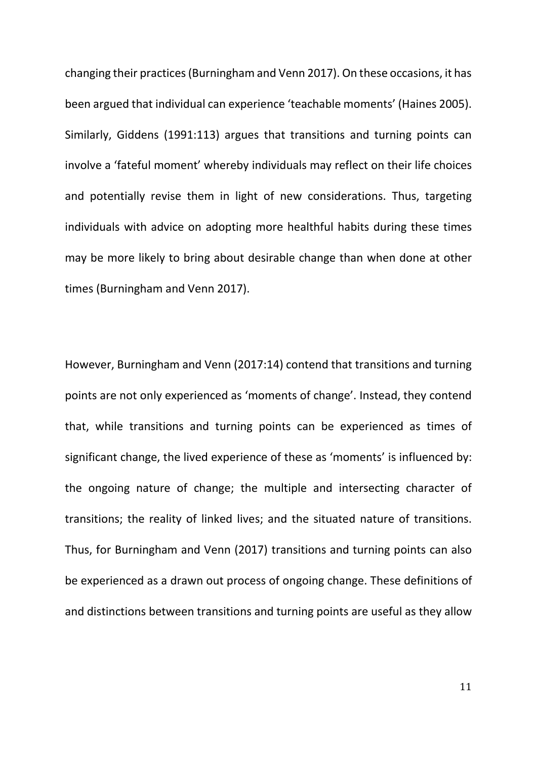changing their practices (Burningham and Venn 2017). On these occasions, it has been argued that individual can experience 'teachable moments' (Haines 2005). Similarly, Giddens (1991:113) argues that transitions and turning points can involve a 'fateful moment' whereby individuals may reflect on their life choices and potentially revise them in light of new considerations. Thus, targeting individuals with advice on adopting more healthful habits during these times may be more likely to bring about desirable change than when done at other times (Burningham and Venn 2017).

However, Burningham and Venn (2017:14) contend that transitions and turning points are not only experienced as 'moments of change'. Instead, they contend that, while transitions and turning points can be experienced as times of significant change, the lived experience of these as 'moments' is influenced by: the ongoing nature of change; the multiple and intersecting character of transitions; the reality of linked lives; and the situated nature of transitions. Thus, for Burningham and Venn (2017) transitions and turning points can also be experienced as a drawn out process of ongoing change. These definitions of and distinctions between transitions and turning points are useful as they allow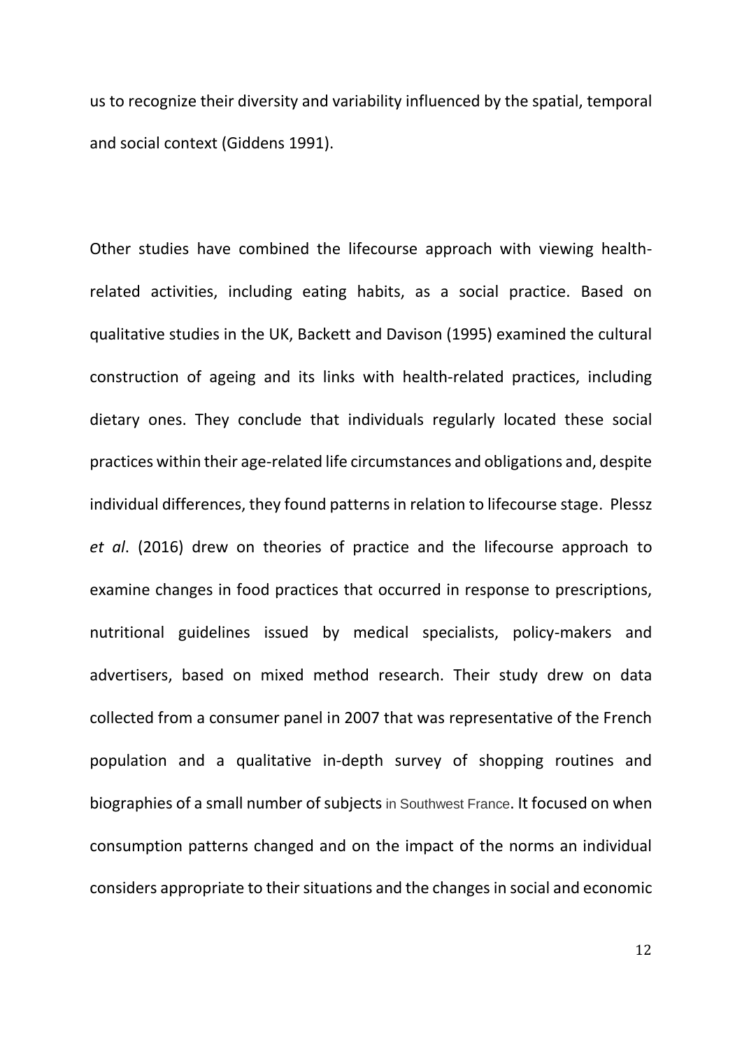us to recognize their diversity and variability influenced by the spatial, temporal and social context (Giddens 1991).

Other studies have combined the lifecourse approach with viewing health-related activities, including eating habits, as a social practice. Based on qualitative studies in the UK, Backett and Davison (1995) examined the cultural construction of ageing and its links with health-related practices, including dietary ones. They conclude that individuals regularly located these social practices within their age-related life circumstances and obligations and, despite individual differences, they found patterns in relation to lifecourse stage. Plessz *et al*. (2016) drew on theories of practice and the lifecourse approach to examine changes in food practices that occurred in response to prescriptions, nutritional guidelines issued by medical specialists, policy-makers and advertisers, based on mixed method research. Their study drew on data collected from a consumer panel in 2007 that was representative of the French population and a qualitative in-depth survey of shopping routines and biographies of a small number of subjects in Southwest France. It focused on when consumption patterns changed and on the impact of the norms an individual considers appropriate to their situations and the changes in social and economic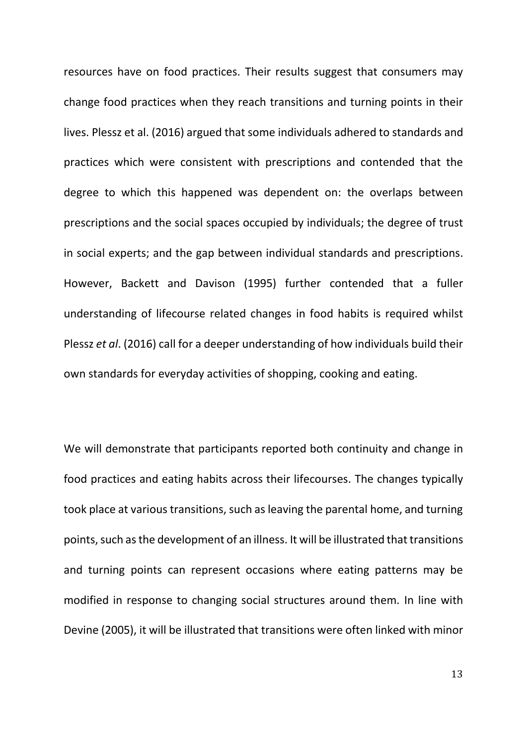resources have on food practices. Their results suggest that consumers may change food practices when they reach transitions and turning points in their lives. Plessz et al. (2016) argued that some individuals adhered to standards and practices which were consistent with prescriptions and contended that the degree to which this happened was dependent on: the overlaps between prescriptions and the social spaces occupied by individuals; the degree of trust in social experts; and the gap between individual standards and prescriptions. However, Backett and Davison (1995) further contended that a fuller understanding of lifecourse related changes in food habits is required whilst Plessz *et al*. (2016) call for a deeper understanding of how individuals build their own standards for everyday activities of shopping, cooking and eating.

We will demonstrate that participants reported both continuity and change in food practices and eating habits across their lifecourses. The changes typically took place at various transitions, such as leaving the parental home, and turning points, such as the development of an illness. It will be illustrated that transitions and turning points can represent occasions where eating patterns may be modified in response to changing social structures around them. In line with Devine (2005), it will be illustrated that transitions were often linked with minor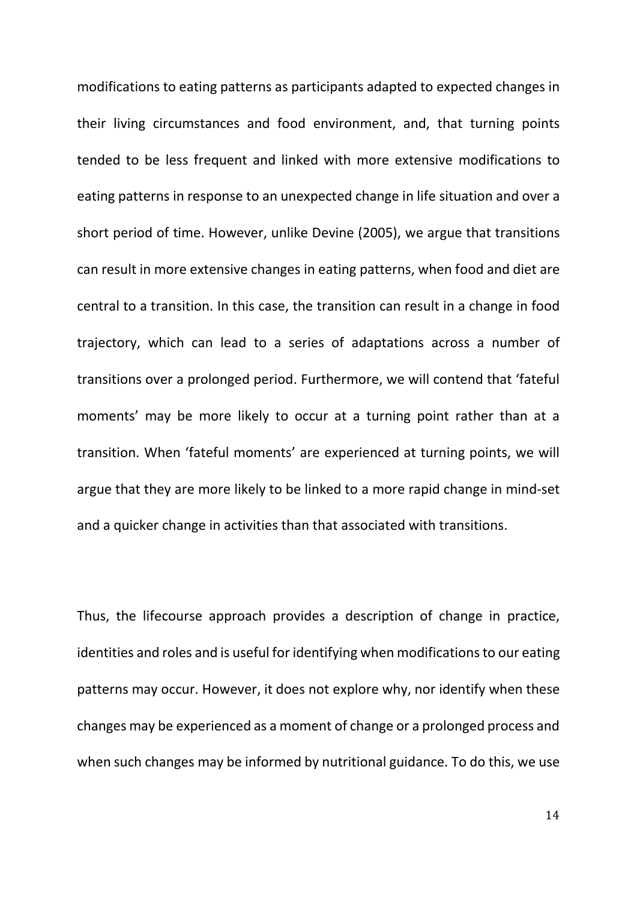modifications to eating patterns as participants adapted to expected changes in their living circumstances and food environment, and, that turning points tended to be less frequent and linked with more extensive modifications to eating patterns in response to an unexpected change in life situation and over a short period of time. However, unlike Devine (2005), we argue that transitions can result in more extensive changes in eating patterns, when food and diet are central to a transition. In this case, the transition can result in a change in food trajectory, which can lead to a series of adaptations across a number of transitions over a prolonged period. Furthermore, we will contend that 'fateful moments' may be more likely to occur at a turning point rather than at a transition. When 'fateful moments' are experienced at turning points, we will argue that they are more likely to be linked to a more rapid change in mind-set and a quicker change in activities than that associated with transitions.

Thus, the lifecourse approach provides a description of change in practice, identities and roles and is useful for identifying when modifications to our eating patterns may occur. However, it does not explore why, nor identify when these changes may be experienced as a moment of change or a prolonged process and when such changes may be informed by nutritional guidance. To do this, we use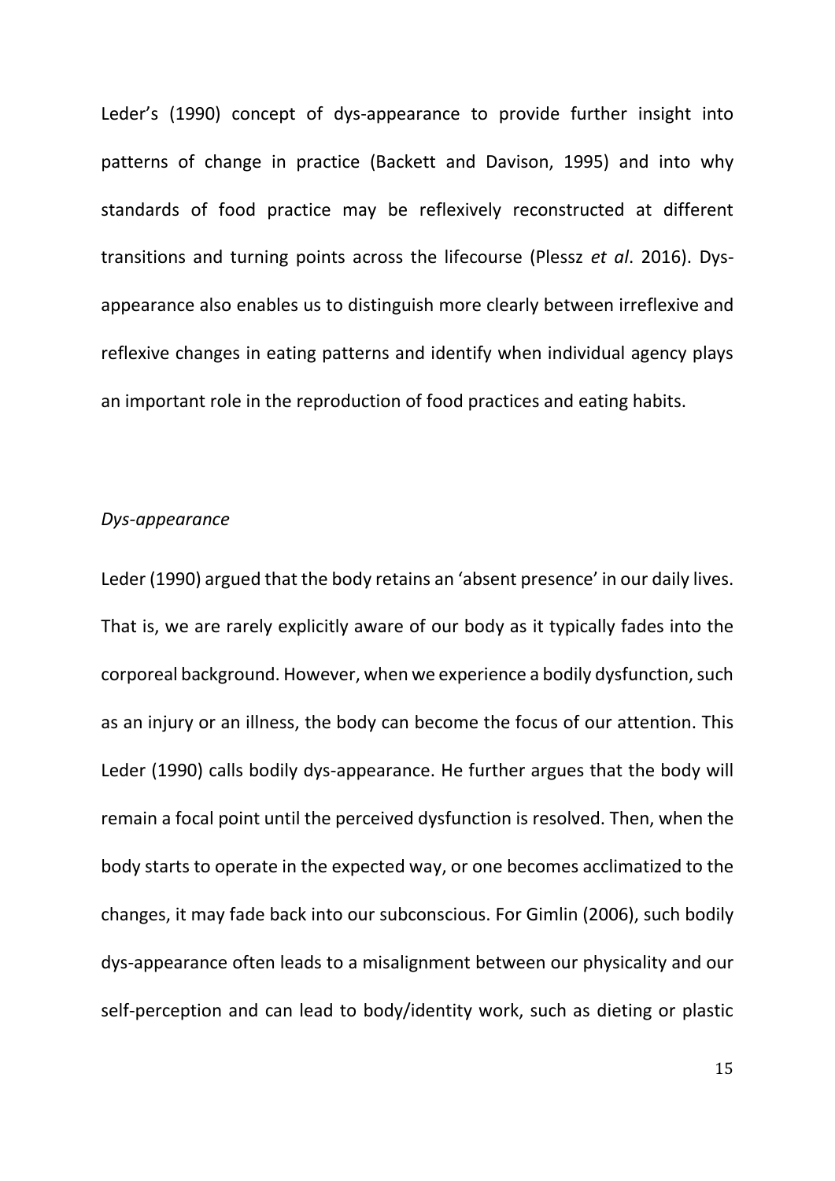Leder's (1990) concept of dys-appearance to provide further insight into patterns of change in practice (Backett and Davison, 1995) and into why standards of food practice may be reflexively reconstructed at different transitions and turning points across the lifecourse (Plessz *et al*. 2016). Dys-appearance also enables us to distinguish more clearly between irreflexive and reflexive changes in eating patterns and identify when individual agency plays an important role in the reproduction of food practices and eating habits.

### *Dys-appearance*

Leder (1990) argued that the body retains an 'absent presence' in our daily lives. That is, we are rarely explicitly aware of our body as it typically fades into the corporeal background. However, when we experience a bodily dysfunction, such as an injury or an illness, the body can become the focus of our attention. This Leder (1990) calls bodily dys-appearance. He further argues that the body will remain a focal point until the perceived dysfunction is resolved. Then, when the body starts to operate in the expected way, or one becomes acclimatized to the changes, it may fade back into our subconscious. For Gimlin (2006), such bodily dys-appearance often leads to a misalignment between our physicality and our self-perception and can lead to body/identity work, such as dieting or plastic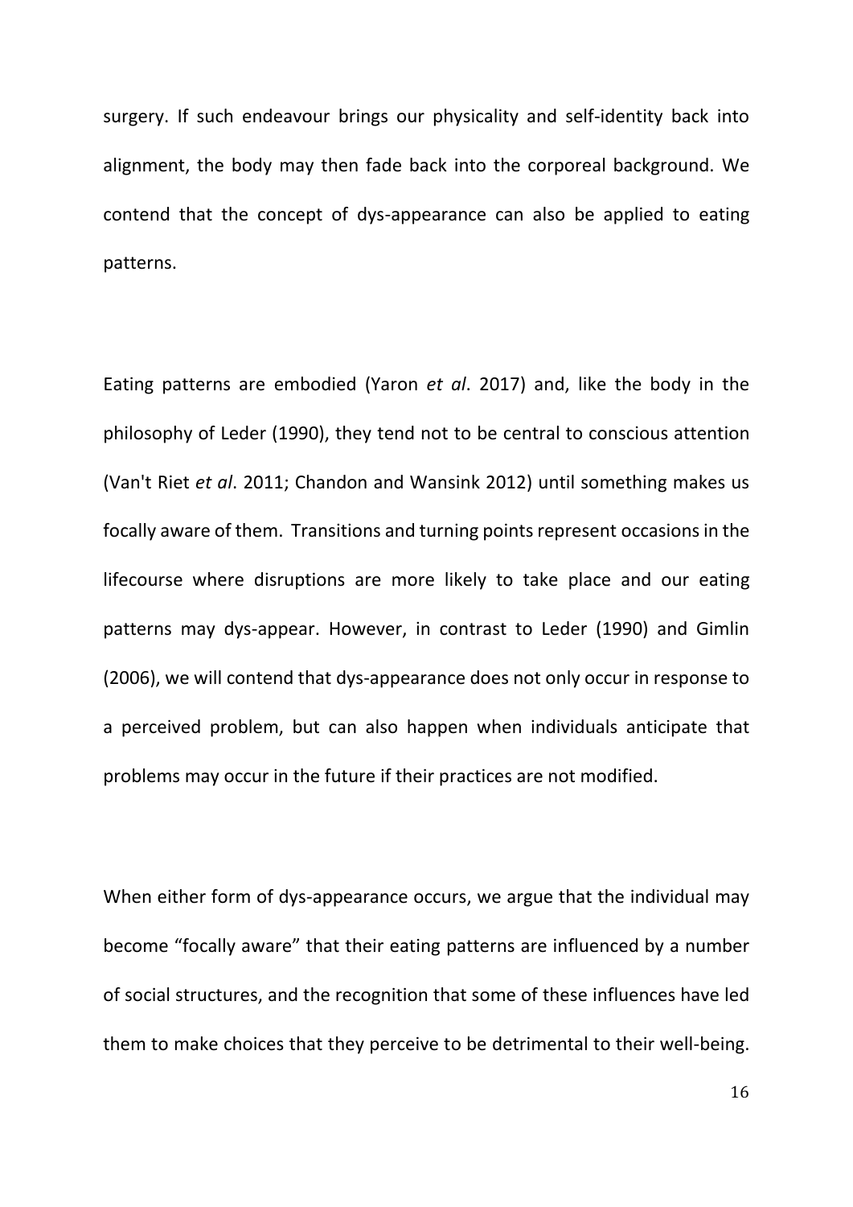surgery. If such endeavour brings our physicality and self-identity back into alignment, the body may then fade back into the corporeal background. We contend that the concept of dys-appearance can also be applied to eating patterns.

Eating patterns are embodied (Yaron *et al*. 2017) and, like the body in the philosophy of Leder (1990), they tend not to be central to conscious attention (Van't Riet *et al*. 2011; Chandon and Wansink 2012) until something makes us focally aware of them. Transitions and turning points represent occasions in the lifecourse where disruptions are more likely to take place and our eating patterns may dys-appear. However, in contrast to Leder (1990) and Gimlin (2006), we will contend that dys-appearance does not only occur in response to a perceived problem, but can also happen when individuals anticipate that problems may occur in the future if their practices are not modified.

When either form of dys-appearance occurs, we argue that the individual may become "focally aware" that their eating patterns are influenced by a number of social structures, and the recognition that some of these influences have led them to make choices that they perceive to be detrimental to their well-being.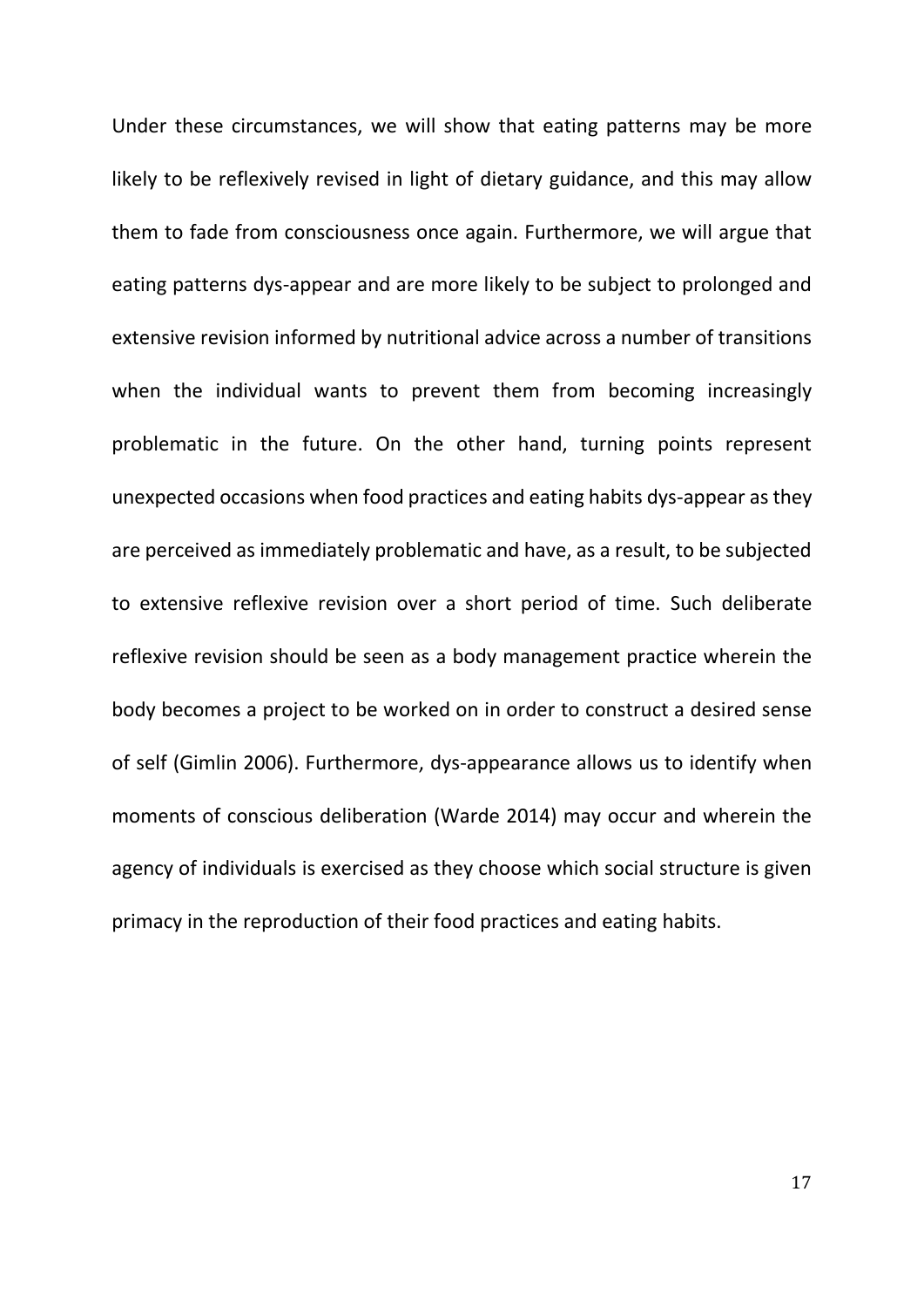Under these circumstances, we will show that eating patterns may be more likely to be reflexively revised in light of dietary guidance, and this may allow them to fade from consciousness once again. Furthermore, we will argue that eating patterns dys-appear and are more likely to be subject to prolonged and extensive revision informed by nutritional advice across a number of transitions when the individual wants to prevent them from becoming increasingly problematic in the future. On the other hand, turning points represent unexpected occasions when food practices and eating habits dys-appear as they are perceived as immediately problematic and have, as a result, to be subjected to extensive reflexive revision over a short period of time. Such deliberate reflexive revision should be seen as a body management practice wherein the body becomes a project to be worked on in order to construct a desired sense of self (Gimlin 2006). Furthermore, dys-appearance allows us to identify when moments of conscious deliberation (Warde 2014) may occur and wherein the agency of individuals is exercised as they choose which social structure is given primacy in the reproduction of their food practices and eating habits.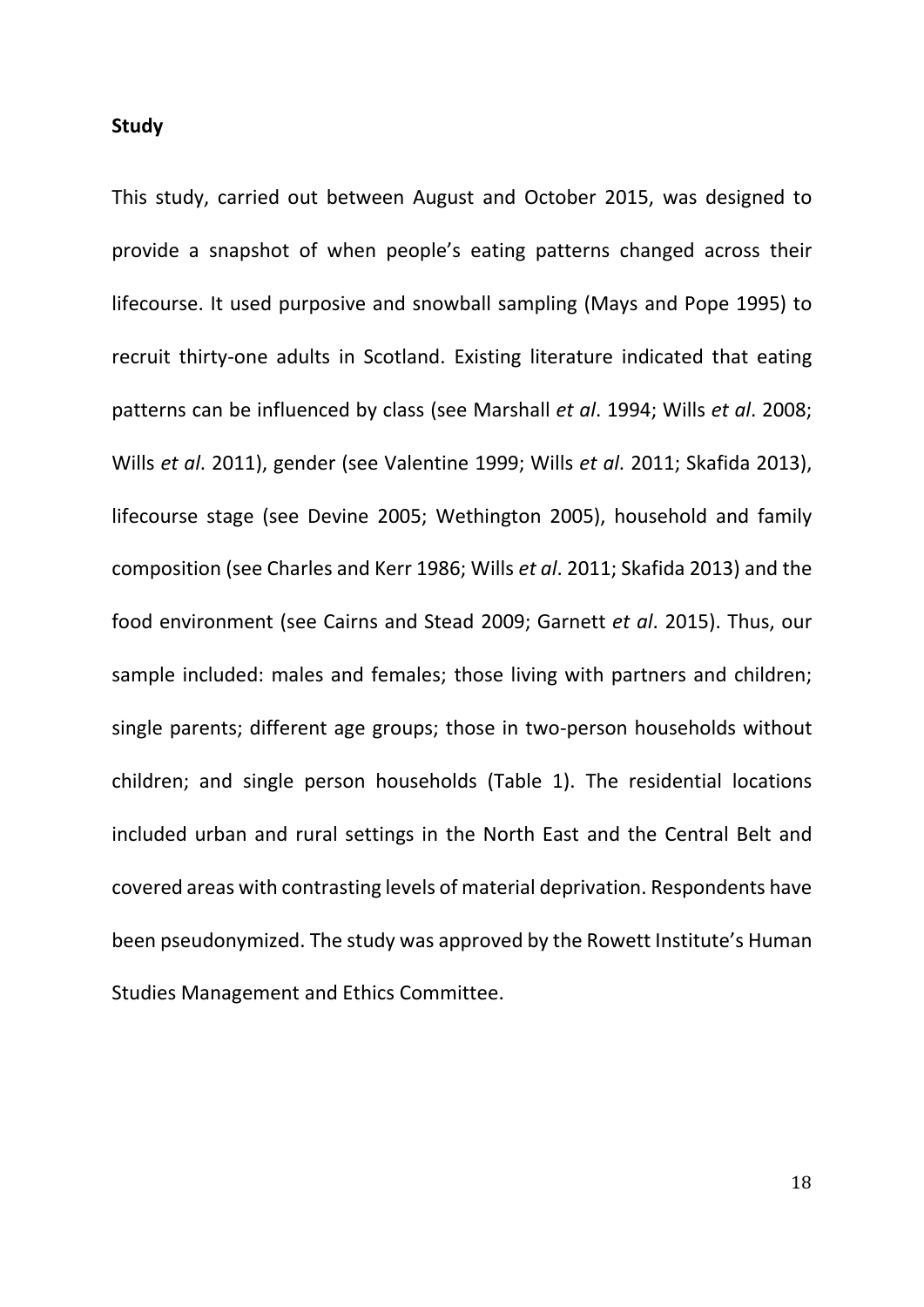**Study**

This study, carried out between August and October 2015, was designed to provide a snapshot of when people's eating patterns changed across their lifecourse. It used purposive and snowball sampling (Mays and Pope 1995) to recruit thirty-one adults in Scotland. Existing literature indicated that eating patterns can be influenced by class (see Marshall *et al*. 1994; Wills *et al*. 2008; Wills *et al*. 2011), gender (see Valentine 1999; Wills *et al*. 2011; Skafida 2013), lifecourse stage (see Devine 2005; Wethington 2005), household and family composition (see Charles and Kerr 1986; Wills *et al*. 2011; Skafida 2013) and the food environment (see Cairns and Stead 2009; Garnett *et al*. 2015). Thus, our sample included: males and females; those living with partners and children; single parents; different age groups; those in two-person households without children; and single person households (Table 1). The residential locations included urban and rural settings in the North East and the Central Belt and covered areas with contrasting levels of material deprivation. Respondents have been pseudonymized. The study was approved by the Rowett Institute's Human Studies Management and Ethics Committee.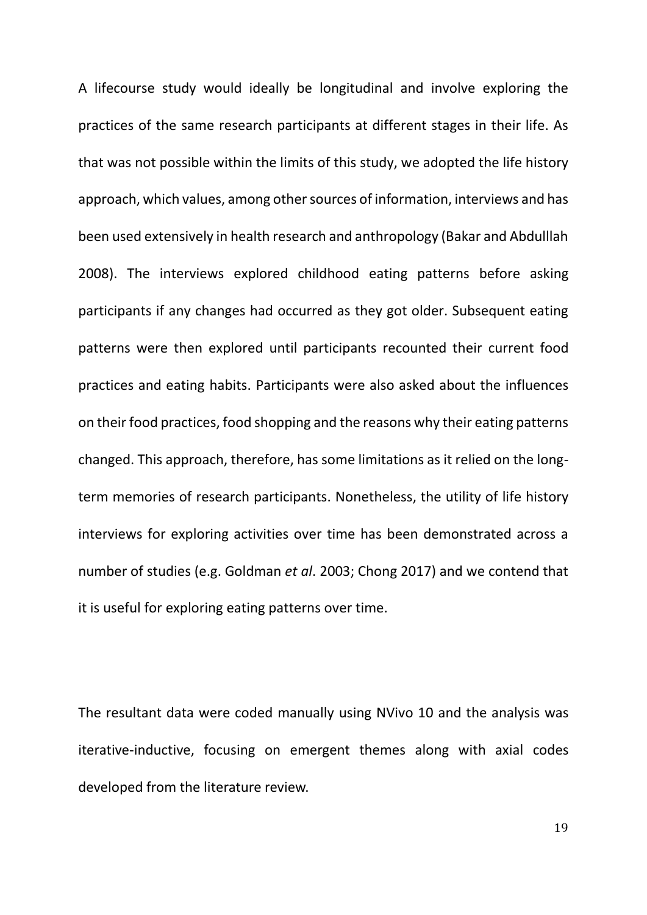A lifecourse study would ideally be longitudinal and involve exploring the practices of the same research participants at different stages in their life. As that was not possible within the limits of this study, we adopted the life history approach, which values, among other sources of information, interviews and has been used extensively in health research and anthropology (Bakar and Abdulllah 2008). The interviews explored childhood eating patterns before asking participants if any changes had occurred as they got older. Subsequent eating patterns were then explored until participants recounted their current food practices and eating habits. Participants were also asked about the influences on their food practices, food shopping and the reasons why their eating patterns changed. This approach, therefore, has some limitations as it relied on the long-term memories of research participants. Nonetheless, the utility of life history interviews for exploring activities over time has been demonstrated across a number of studies (e.g. Goldman *et al*. 2003; Chong 2017) and we contend that it is useful for exploring eating patterns over time.

The resultant data were coded manually using NVivo 10 and the analysis was iterative-inductive, focusing on emergent themes along with axial codes developed from the literature review.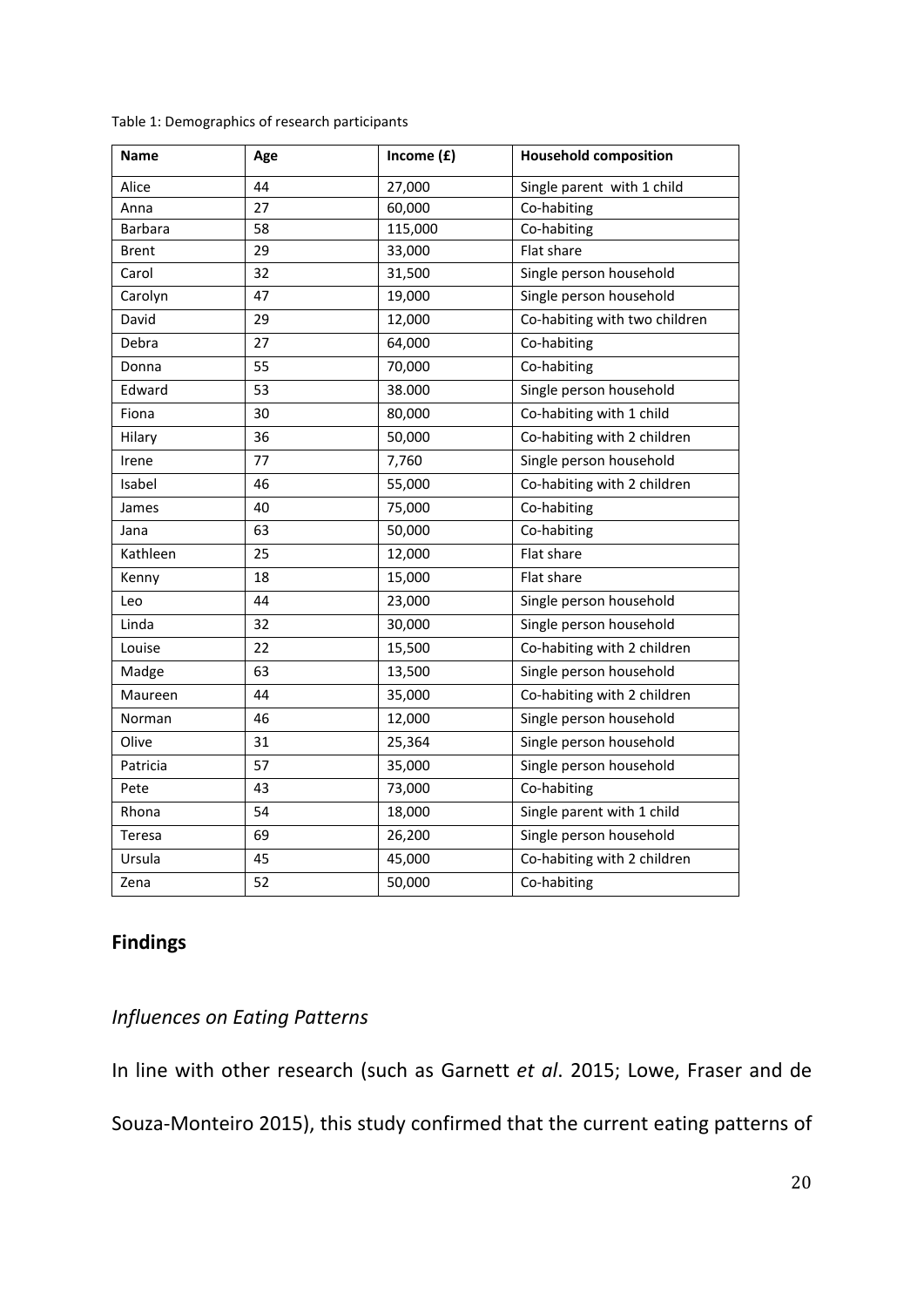Table 1: Demographics of research participants

| Name | Age | Income (£) | Household composition |
|---|---|---|---|
| Alice | 44 | 27,000 | Single parent with 1 child |
| Anna | 27 | 60,000 | Co-habiting |
| Barbara | 58 | 115,000 | Co-habiting |
| Brent | 29 | 33,000 | Flat share |
| Carol | 32 | 31,500 | Single person household |
| Carolyn | 47 | 19,000 | Single person household |
| David | 29 | 12,000 | Co-habiting with two children |
| Debra | 27 | 64,000 | Co-habiting |
| Donna | 55 | 70,000 | Co-habiting |
| Edward | 53 | 38.000 | Single person household |
| Fiona | 30 | 80,000 | Co-habiting with 1 child |
| Hilary | 36 | 50,000 | Co-habiting with 2 children |
| Irene | 77 | 7,760 | Single person household |
| Isabel | 46 | 55,000 | Co-habiting with 2 children |
| James | 40 | 75,000 | Co-habiting |
| Jana | 63 | 50,000 | Co-habiting |
| Kathleen | 25 | 12,000 | Flat share |
| Kenny | 18 | 15,000 | Flat share |
| Leo | 44 | 23,000 | Single person household |
| Linda | 32 | 30,000 | Single person household |
| Louise | 22 | 15,500 | Co-habiting with 2 children |
| Madge | 63 | 13,500 | Single person household |
| Maureen | 44 | 35,000 | Co-habiting with 2 children |
| Norman | 46 | 12,000 | Single person household |
| Olive | 31 | 25,364 | Single person household |
| Patricia | 57 | 35,000 | Single person household |
| Pete | 43 | 73,000 | Co-habiting |
| Rhona | 54 | 18,000 | Single parent with 1 child |
| Teresa | 69 | 26,200 | Single person household |
| Ursula | 45 | 45,000 | Co-habiting with 2 children |
| Zena | 52 | 50,000 | Co-habiting |

## Findings

### *Influences on Eating Patterns*

In line with other research (such as Garnett *et al*. 2015; Lowe, Fraser and de Souza-Monteiro 2015), this study confirmed that the current eating patterns of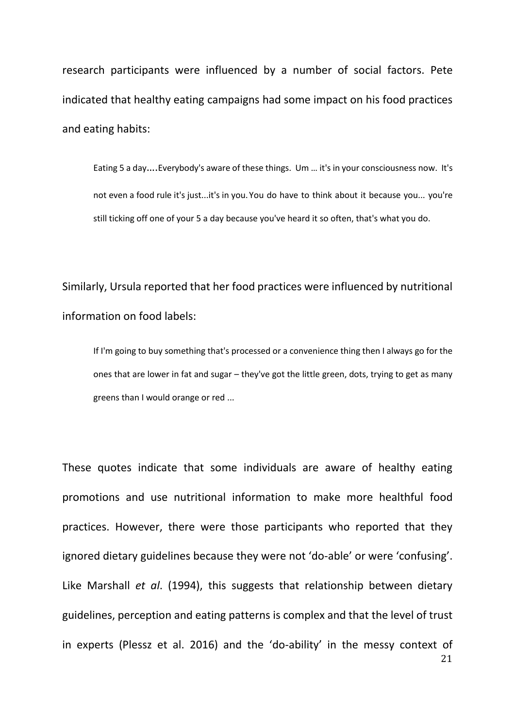research participants were influenced by a number of social factors. Pete indicated that healthy eating campaigns had some impact on his food practices and eating habits:

> Eating 5 a day....Everybody's aware of these things. Um … it's in your consciousness now. It's not even a food rule it's just...it's in you. You do have to think about it because you... you're still ticking off one of your 5 a day because you've heard it so often, that's what you do.

Similarly, Ursula reported that her food practices were influenced by nutritional information on food labels:

> If I'm going to buy something that's processed or a convenience thing then I always go for the ones that are lower in fat and sugar – they've got the little green, dots, trying to get as many greens than I would orange or red ...

These quotes indicate that some individuals are aware of healthy eating promotions and use nutritional information to make more healthful food practices. However, there were those participants who reported that they ignored dietary guidelines because they were not 'do-able' or were 'confusing'. Like Marshall *et al*. (1994), this suggests that relationship between dietary guidelines, perception and eating patterns is complex and that the level of trust in experts (Plessz et al. 2016) and the 'do-ability' in the messy context of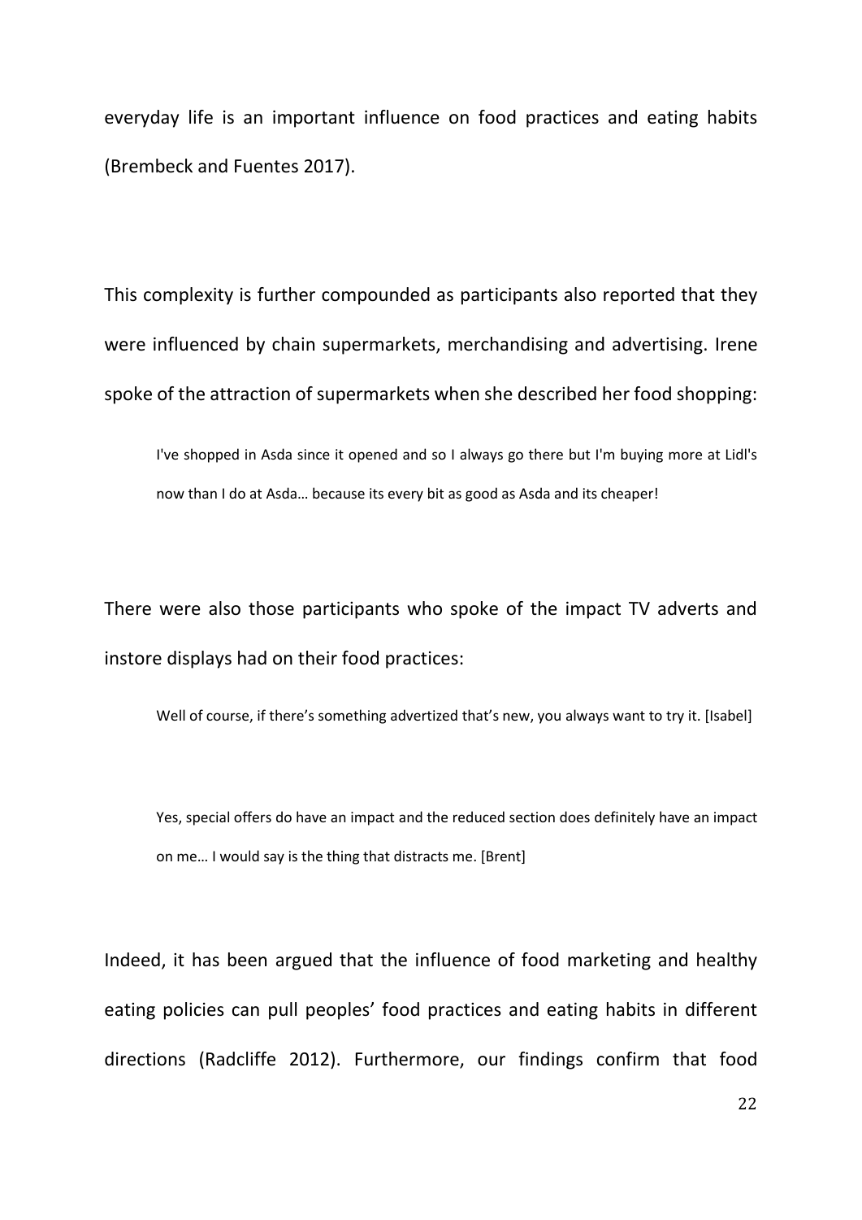everyday life is an important influence on food practices and eating habits (Brembeck and Fuentes 2017).

This complexity is further compounded as participants also reported that they were influenced by chain supermarkets, merchandising and advertising. Irene spoke of the attraction of supermarkets when she described her food shopping:

> I've shopped in Asda since it opened and so I always go there but I'm buying more at Lidl's now than I do at Asda… because its every bit as good as Asda and its cheaper!

There were also those participants who spoke of the impact TV adverts and instore displays had on their food practices:

> Well of course, if there's something advertized that's new, you always want to try it. [Isabel]

> Yes, special offers do have an impact and the reduced section does definitely have an impact on me… I would say is the thing that distracts me. [Brent]

Indeed, it has been argued that the influence of food marketing and healthy eating policies can pull peoples' food practices and eating habits in different directions (Radcliffe 2012). Furthermore, our findings confirm that food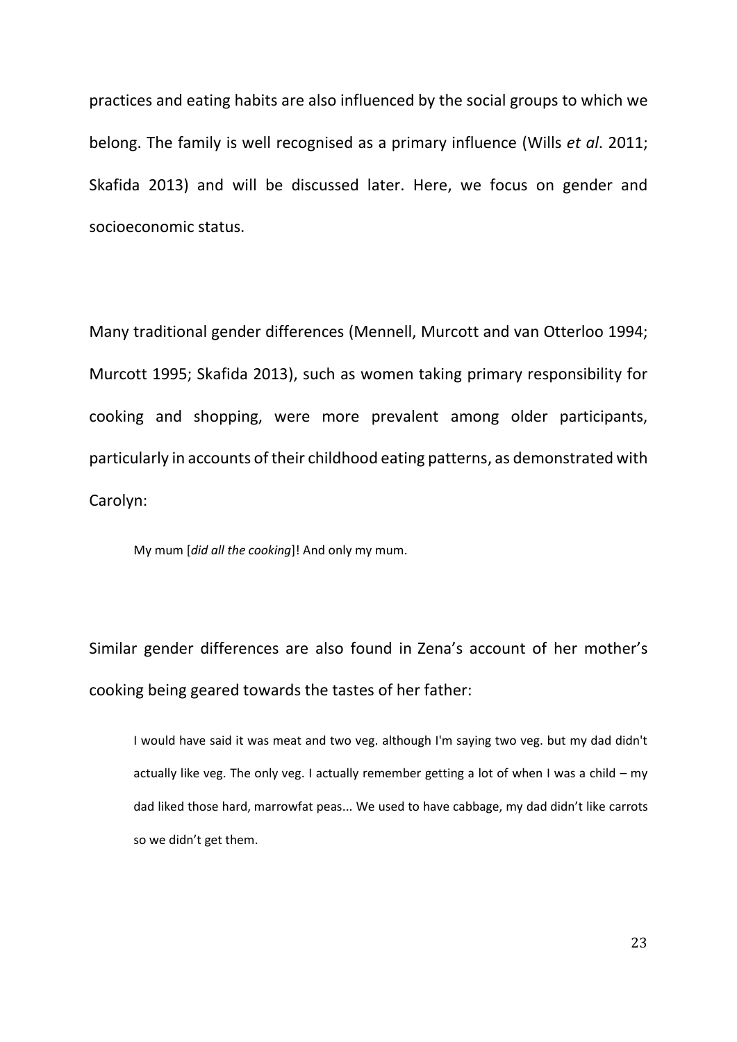practices and eating habits are also influenced by the social groups to which we belong. The family is well recognised as a primary influence (Wills *et al*. 2011; Skafida 2013) and will be discussed later. Here, we focus on gender and socioeconomic status.

Many traditional gender differences (Mennell, Murcott and van Otterloo 1994; Murcott 1995; Skafida 2013), such as women taking primary responsibility for cooking and shopping, were more prevalent among older participants, particularly in accounts of their childhood eating patterns, as demonstrated with Carolyn:

> My mum [*did all the cooking*]! And only my mum.

Similar gender differences are also found in Zena's account of her mother's cooking being geared towards the tastes of her father:

> I would have said it was meat and two veg. although I'm saying two veg. but my dad didn't actually like veg. The only veg. I actually remember getting a lot of when I was a child – my dad liked those hard, marrowfat peas... We used to have cabbage, my dad didn't like carrots so we didn't get them.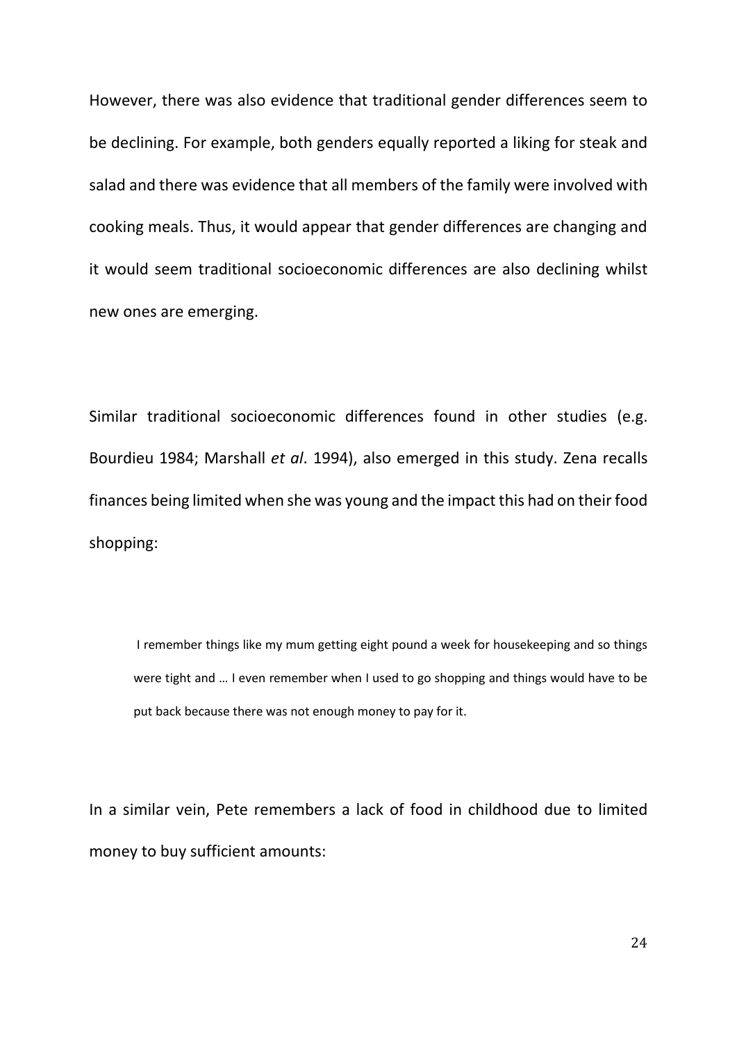However, there was also evidence that traditional gender differences seem to be declining. For example, both genders equally reported a liking for steak and salad and there was evidence that all members of the family were involved with cooking meals. Thus, it would appear that gender differences are changing and it would seem traditional socioeconomic differences are also declining whilst new ones are emerging.

Similar traditional socioeconomic differences found in other studies (e.g. Bourdieu 1984; Marshall *et al*. 1994), also emerged in this study. Zena recalls finances being limited when she was young and the impact this had on their food shopping:

> I remember things like my mum getting eight pound a week for housekeeping and so things were tight and … I even remember when I used to go shopping and things would have to be put back because there was not enough money to pay for it.

In a similar vein, Pete remembers a lack of food in childhood due to limited money to buy sufficient amounts: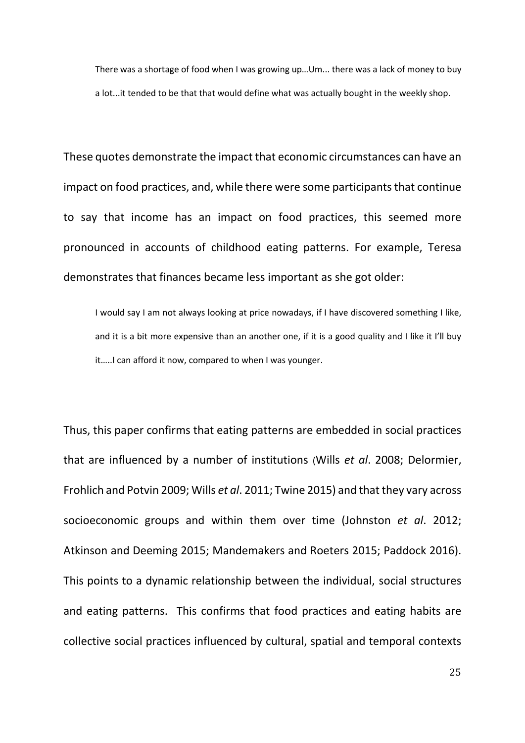> There was a shortage of food when I was growing up…Um... there was a lack of money to buy a lot...it tended to be that that would define what was actually bought in the weekly shop.

These quotes demonstrate the impact that economic circumstances can have an impact on food practices, and, while there were some participants that continue to say that income has an impact on food practices, this seemed more pronounced in accounts of childhood eating patterns. For example, Teresa demonstrates that finances became less important as she got older:

> I would say I am not always looking at price nowadays, if I have discovered something I like, and it is a bit more expensive than an another one, if it is a good quality and I like it I'll buy it…..I can afford it now, compared to when I was younger.

Thus, this paper confirms that eating patterns are embedded in social practices that are influenced by a number of institutions (Wills *et al*. 2008; Delormier, Frohlich and Potvin 2009; Wills *et al*. 2011; Twine 2015) and that they vary across socioeconomic groups and within them over time (Johnston *et al*. 2012; Atkinson and Deeming 2015; Mandemakers and Roeters 2015; Paddock 2016). This points to a dynamic relationship between the individual, social structures and eating patterns. This confirms that food practices and eating habits are collective social practices influenced by cultural, spatial and temporal contexts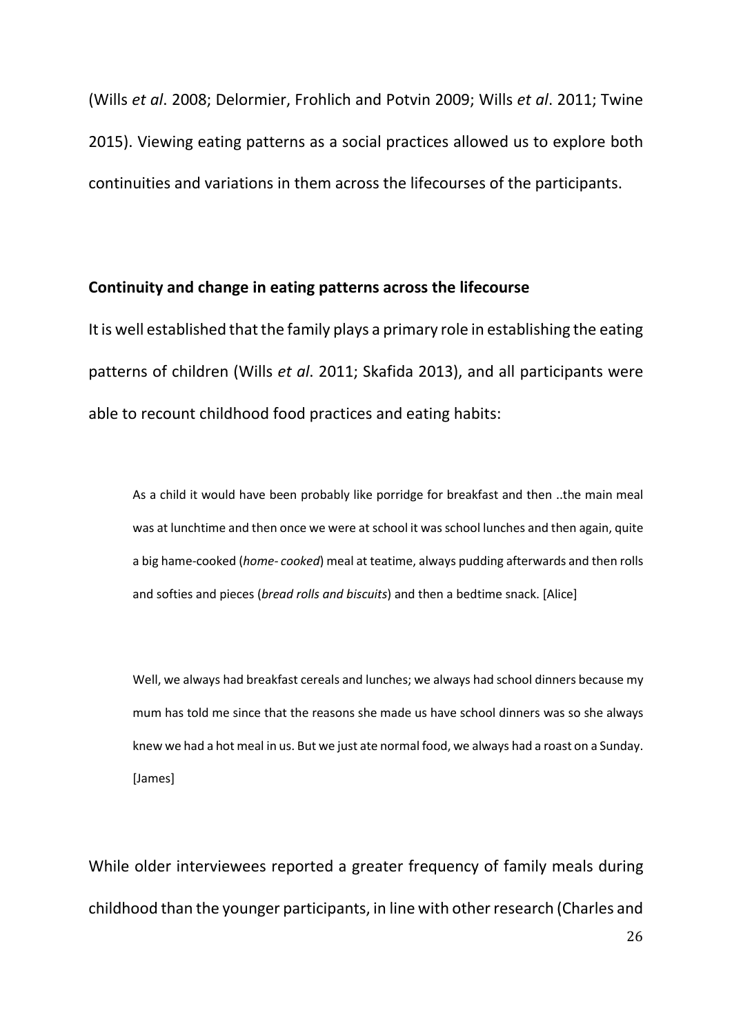(Wills *et al*. 2008; Delormier, Frohlich and Potvin 2009; Wills *et al*. 2011; Twine 2015). Viewing eating patterns as a social practices allowed us to explore both continuities and variations in them across the lifecourses of the participants.

**Continuity and change in eating patterns across the lifecourse**

It is well established that the family plays a primary role in establishing the eating patterns of children (Wills *et al*. 2011; Skafida 2013), and all participants were able to recount childhood food practices and eating habits:

> As a child it would have been probably like porridge for breakfast and then ..the main meal was at lunchtime and then once we were at school it was school lunches and then again, quite a big hame-cooked (*home- cooked*) meal at teatime, always pudding afterwards and then rolls and softies and pieces (*bread rolls and biscuits*) and then a bedtime snack. [Alice]

> Well, we always had breakfast cereals and lunches; we always had school dinners because my mum has told me since that the reasons she made us have school dinners was so she always knew we had a hot meal in us. But we just ate normal food, we always had a roast on a Sunday. [James]

While older interviewees reported a greater frequency of family meals during childhood than the younger participants, in line with other research (Charles and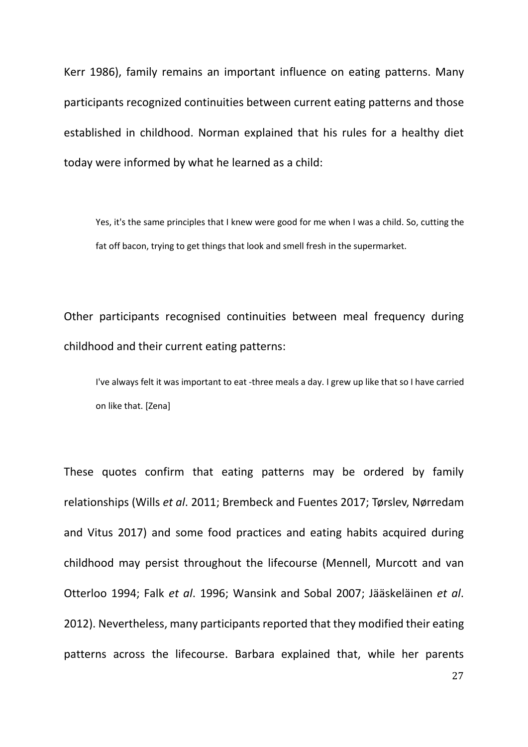Kerr 1986), family remains an important influence on eating patterns. Many participants recognized continuities between current eating patterns and those established in childhood. Norman explained that his rules for a healthy diet today were informed by what he learned as a child:

> Yes, it's the same principles that I knew were good for me when I was a child. So, cutting the fat off bacon, trying to get things that look and smell fresh in the supermarket.

Other participants recognised continuities between meal frequency during childhood and their current eating patterns:

> I've always felt it was important to eat -three meals a day. I grew up like that so I have carried on like that. [Zena]

These quotes confirm that eating patterns may be ordered by family relationships (Wills *et al*. 2011; Brembeck and Fuentes 2017; Tørslev, Nørredam and Vitus 2017) and some food practices and eating habits acquired during childhood may persist throughout the lifecourse (Mennell, Murcott and van Otterloo 1994; Falk *et al*. 1996; Wansink and Sobal 2007; Jääskeläinen *et al*. 2012). Nevertheless, many participants reported that they modified their eating patterns across the lifecourse. Barbara explained that, while her parents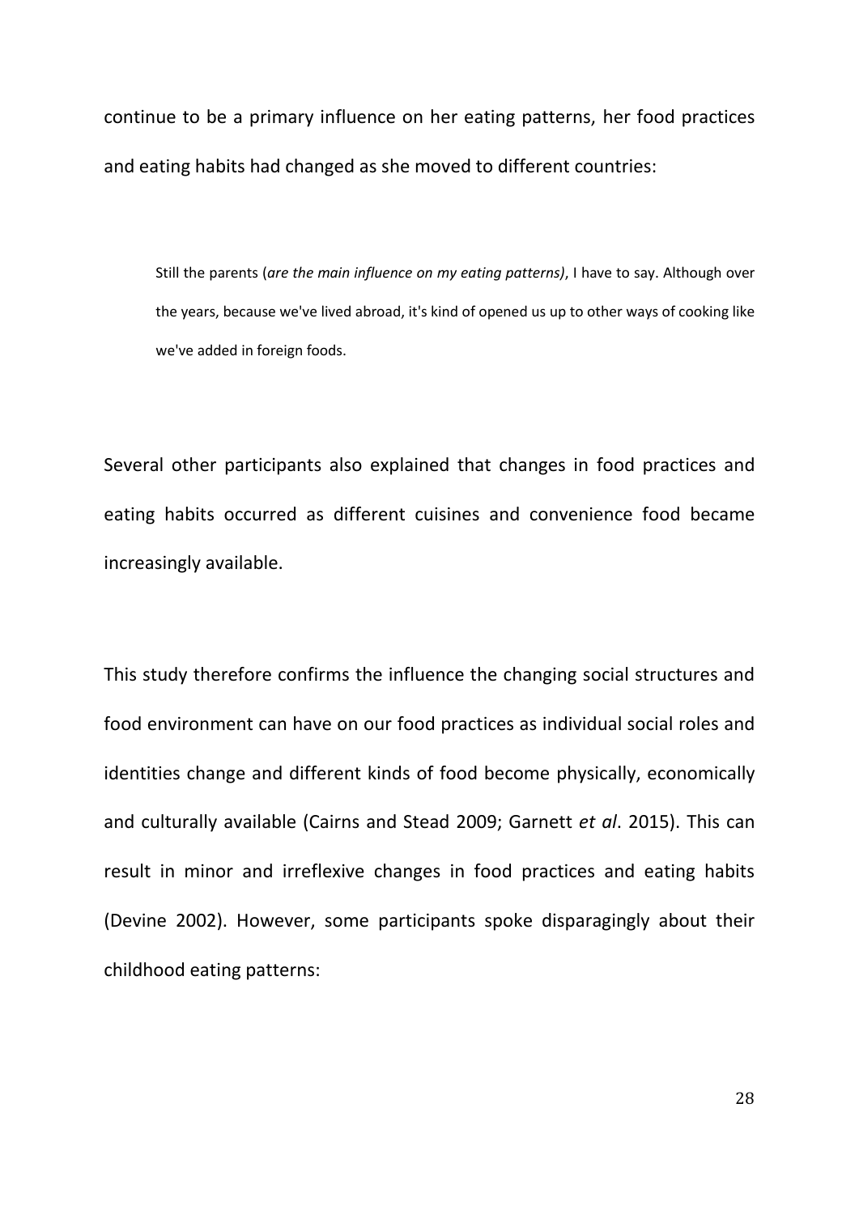continue to be a primary influence on her eating patterns, her food practices and eating habits had changed as she moved to different countries:

> Still the parents (*are the main influence on my eating patterns)*, I have to say. Although over the years, because we've lived abroad, it's kind of opened us up to other ways of cooking like we've added in foreign foods.

Several other participants also explained that changes in food practices and eating habits occurred as different cuisines and convenience food became increasingly available.

This study therefore confirms the influence the changing social structures and food environment can have on our food practices as individual social roles and identities change and different kinds of food become physically, economically and culturally available (Cairns and Stead 2009; Garnett *et al*. 2015). This can result in minor and irreflexive changes in food practices and eating habits (Devine 2002). However, some participants spoke disparagingly about their childhood eating patterns: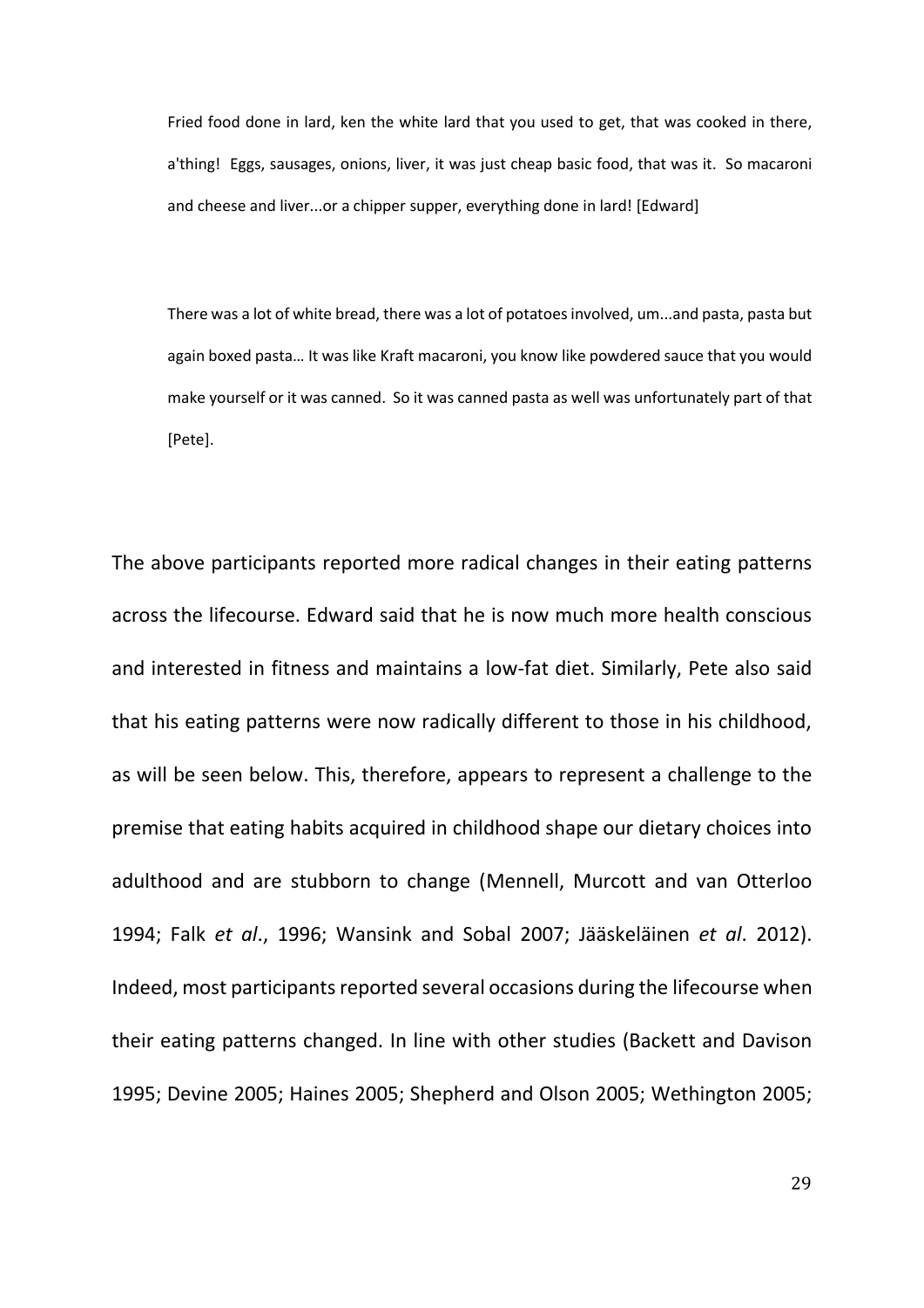> Fried food done in lard, ken the white lard that you used to get, that was cooked in there, a'thing! Eggs, sausages, onions, liver, it was just cheap basic food, that was it. So macaroni and cheese and liver...or a chipper supper, everything done in lard! [Edward]

> There was a lot of white bread, there was a lot of potatoes involved, um...and pasta, pasta but again boxed pasta… It was like Kraft macaroni, you know like powdered sauce that you would make yourself or it was canned. So it was canned pasta as well was unfortunately part of that [Pete].

The above participants reported more radical changes in their eating patterns across the lifecourse. Edward said that he is now much more health conscious and interested in fitness and maintains a low-fat diet. Similarly, Pete also said that his eating patterns were now radically different to those in his childhood, as will be seen below. This, therefore, appears to represent a challenge to the premise that eating habits acquired in childhood shape our dietary choices into adulthood and are stubborn to change (Mennell, Murcott and van Otterloo 1994; Falk *et al*., 1996; Wansink and Sobal 2007; Jääskeläinen *et al*. 2012). Indeed, most participants reported several occasions during the lifecourse when their eating patterns changed. In line with other studies (Backett and Davison 1995; Devine 2005; Haines 2005; Shepherd and Olson 2005; Wethington 2005;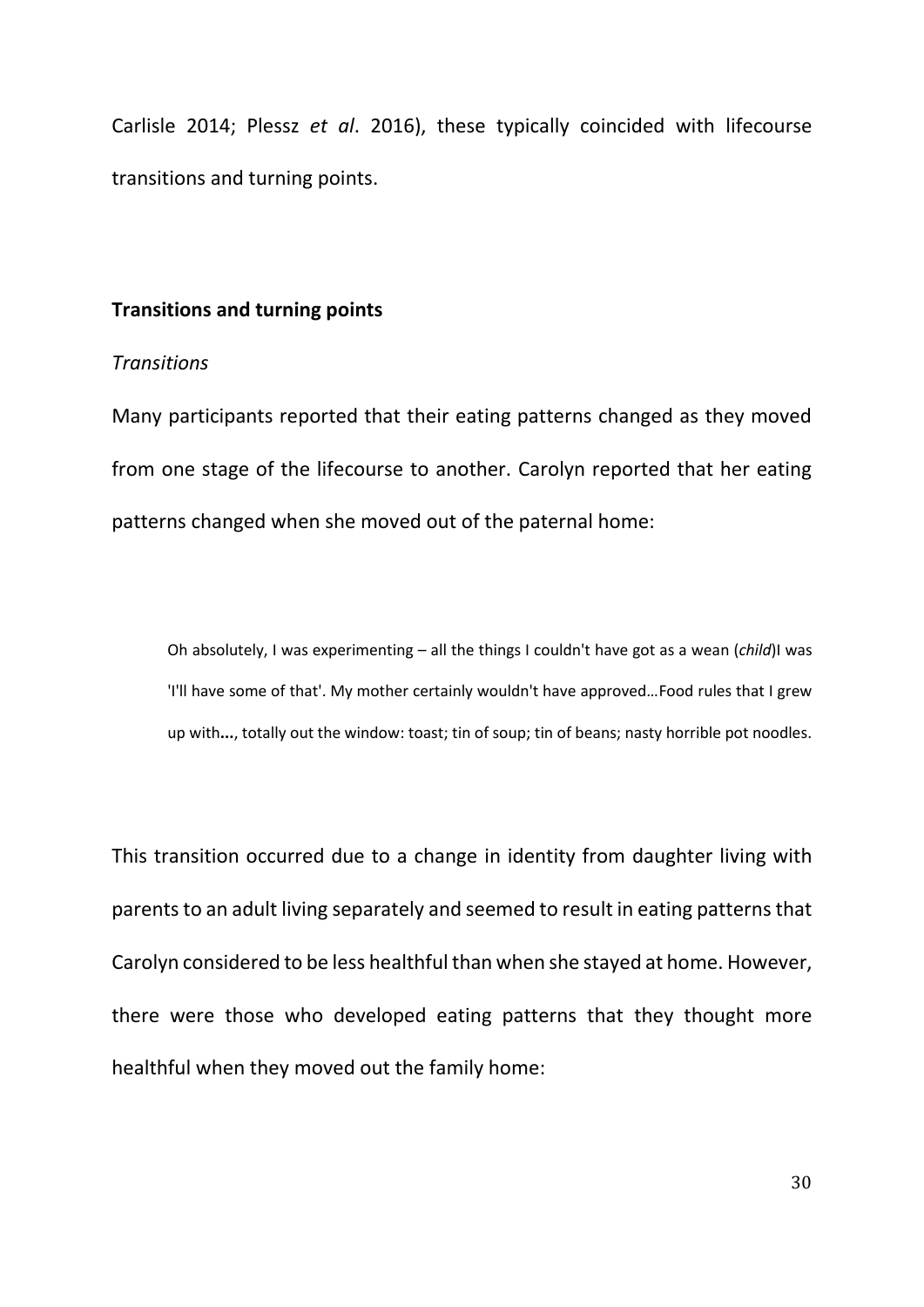Carlisle 2014; Plessz *et al*. 2016), these typically coincided with lifecourse transitions and turning points.

## Transitions and turning points

### *Transitions*

Many participants reported that their eating patterns changed as they moved from one stage of the lifecourse to another. Carolyn reported that her eating patterns changed when she moved out of the paternal home:

> Oh absolutely, I was experimenting – all the things I couldn't have got as a wean (*child*)I was 'I'll have some of that'. My mother certainly wouldn't have approved…Food rules that I grew up with**...**, totally out the window: toast; tin of soup; tin of beans; nasty horrible pot noodles.

This transition occurred due to a change in identity from daughter living with parents to an adult living separately and seemed to result in eating patterns that Carolyn considered to be less healthful than when she stayed at home. However, there were those who developed eating patterns that they thought more healthful when they moved out the family home: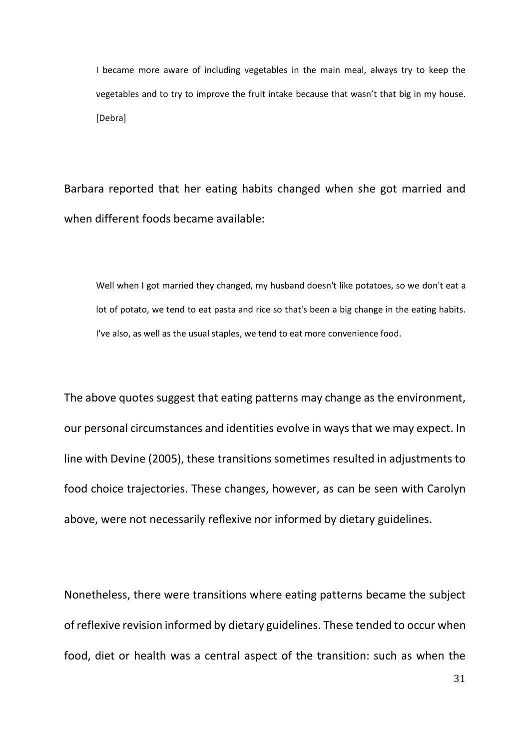> I became more aware of including vegetables in the main meal, always try to keep the vegetables and to try to improve the fruit intake because that wasn't that big in my house. [Debra]

Barbara reported that her eating habits changed when she got married and when different foods became available:

> Well when I got married they changed, my husband doesn't like potatoes, so we don't eat a lot of potato, we tend to eat pasta and rice so that's been a big change in the eating habits. I've also, as well as the usual staples, we tend to eat more convenience food.

The above quotes suggest that eating patterns may change as the environment, our personal circumstances and identities evolve in ways that we may expect. In line with Devine (2005), these transitions sometimes resulted in adjustments to food choice trajectories. These changes, however, as can be seen with Carolyn above, were not necessarily reflexive nor informed by dietary guidelines.

Nonetheless, there were transitions where eating patterns became the subject of reflexive revision informed by dietary guidelines. These tended to occur when food, diet or health was a central aspect of the transition: such as when the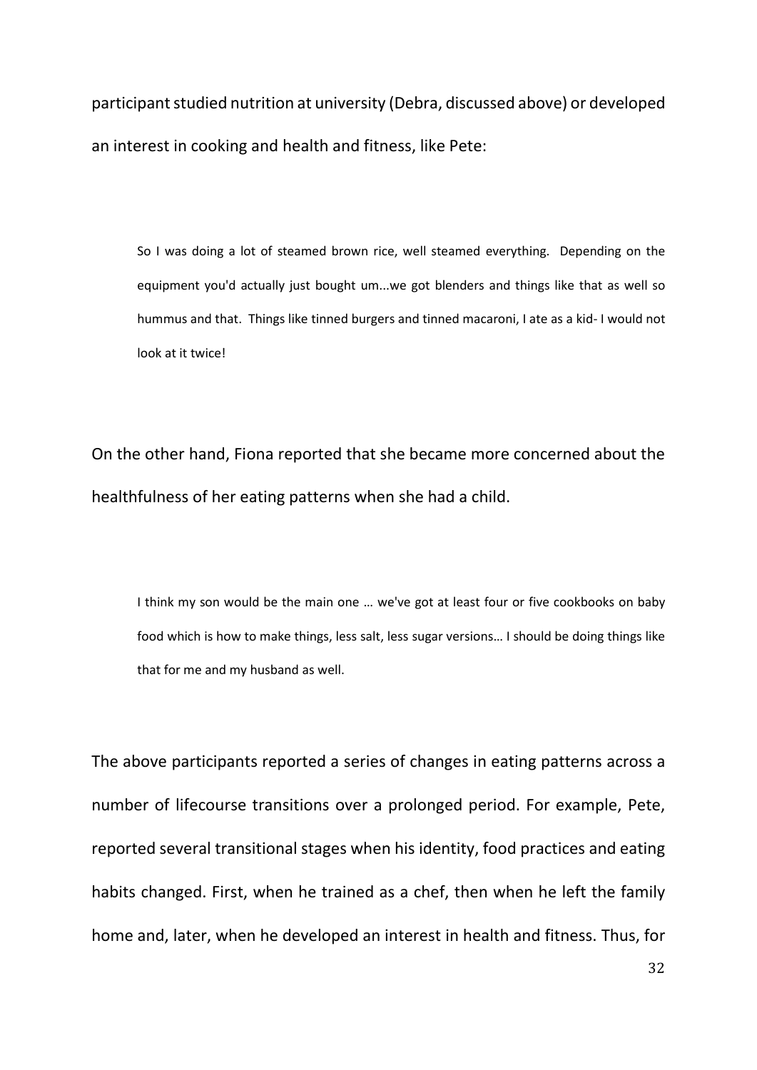participant studied nutrition at university (Debra, discussed above) or developed an interest in cooking and health and fitness, like Pete:

> So I was doing a lot of steamed brown rice, well steamed everything. Depending on the equipment you'd actually just bought um...we got blenders and things like that as well so hummus and that. Things like tinned burgers and tinned macaroni, I ate as a kid- I would not look at it twice!

On the other hand, Fiona reported that she became more concerned about the healthfulness of her eating patterns when she had a child.

> I think my son would be the main one … we've got at least four or five cookbooks on baby food which is how to make things, less salt, less sugar versions… I should be doing things like that for me and my husband as well.

The above participants reported a series of changes in eating patterns across a number of lifecourse transitions over a prolonged period. For example, Pete, reported several transitional stages when his identity, food practices and eating habits changed. First, when he trained as a chef, then when he left the family home and, later, when he developed an interest in health and fitness. Thus, for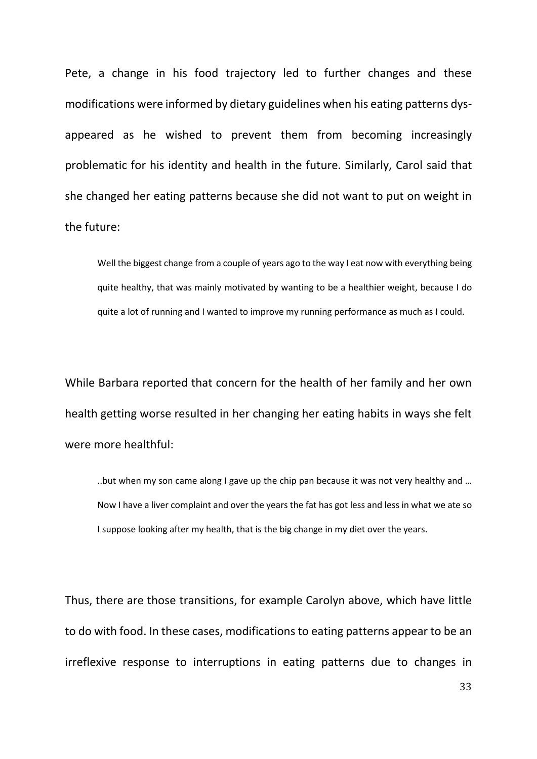Pete, a change in his food trajectory led to further changes and these modifications were informed by dietary guidelines when his eating patterns dys-appeared as he wished to prevent them from becoming increasingly problematic for his identity and health in the future. Similarly, Carol said that she changed her eating patterns because she did not want to put on weight in the future:

> Well the biggest change from a couple of years ago to the way I eat now with everything being quite healthy, that was mainly motivated by wanting to be a healthier weight, because I do quite a lot of running and I wanted to improve my running performance as much as I could.

While Barbara reported that concern for the health of her family and her own health getting worse resulted in her changing her eating habits in ways she felt were more healthful:

> ..but when my son came along I gave up the chip pan because it was not very healthy and … Now I have a liver complaint and over the years the fat has got less and less in what we ate so I suppose looking after my health, that is the big change in my diet over the years.

Thus, there are those transitions, for example Carolyn above, which have little to do with food. In these cases, modifications to eating patterns appear to be an irreflexive response to interruptions in eating patterns due to changes in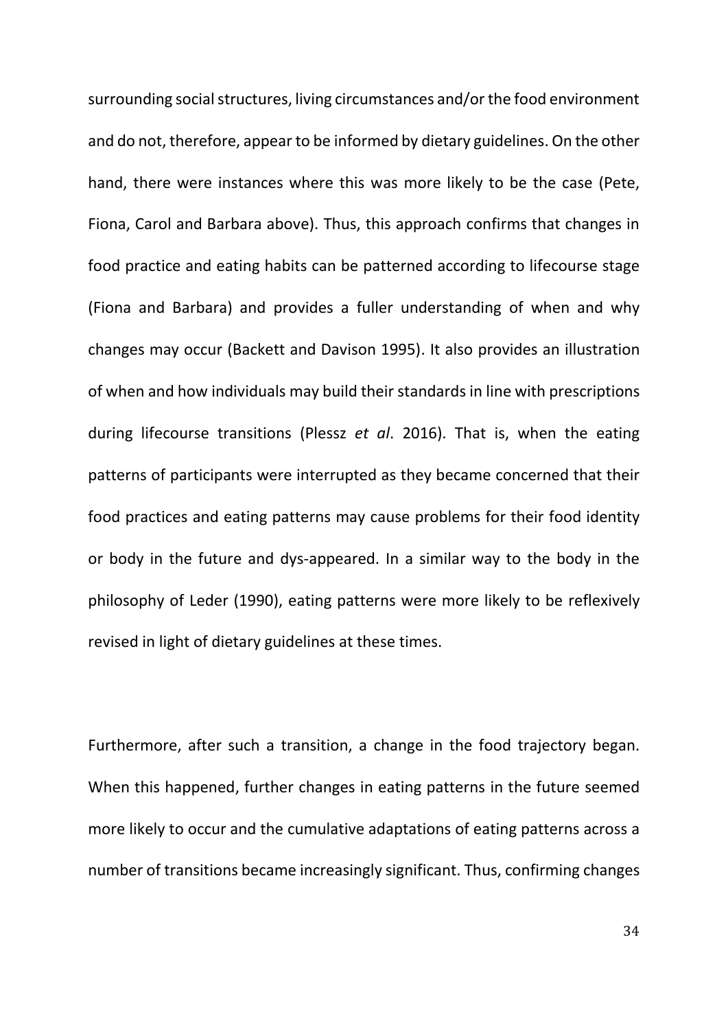surrounding social structures, living circumstances and/or the food environment and do not, therefore, appear to be informed by dietary guidelines. On the other hand, there were instances where this was more likely to be the case (Pete, Fiona, Carol and Barbara above). Thus, this approach confirms that changes in food practice and eating habits can be patterned according to lifecourse stage (Fiona and Barbara) and provides a fuller understanding of when and why changes may occur (Backett and Davison 1995). It also provides an illustration of when and how individuals may build their standards in line with prescriptions during lifecourse transitions (Plessz *et al*. 2016). That is, when the eating patterns of participants were interrupted as they became concerned that their food practices and eating patterns may cause problems for their food identity or body in the future and dys-appeared. In a similar way to the body in the philosophy of Leder (1990), eating patterns were more likely to be reflexively revised in light of dietary guidelines at these times.

Furthermore, after such a transition, a change in the food trajectory began. When this happened, further changes in eating patterns in the future seemed more likely to occur and the cumulative adaptations of eating patterns across a number of transitions became increasingly significant. Thus, confirming changes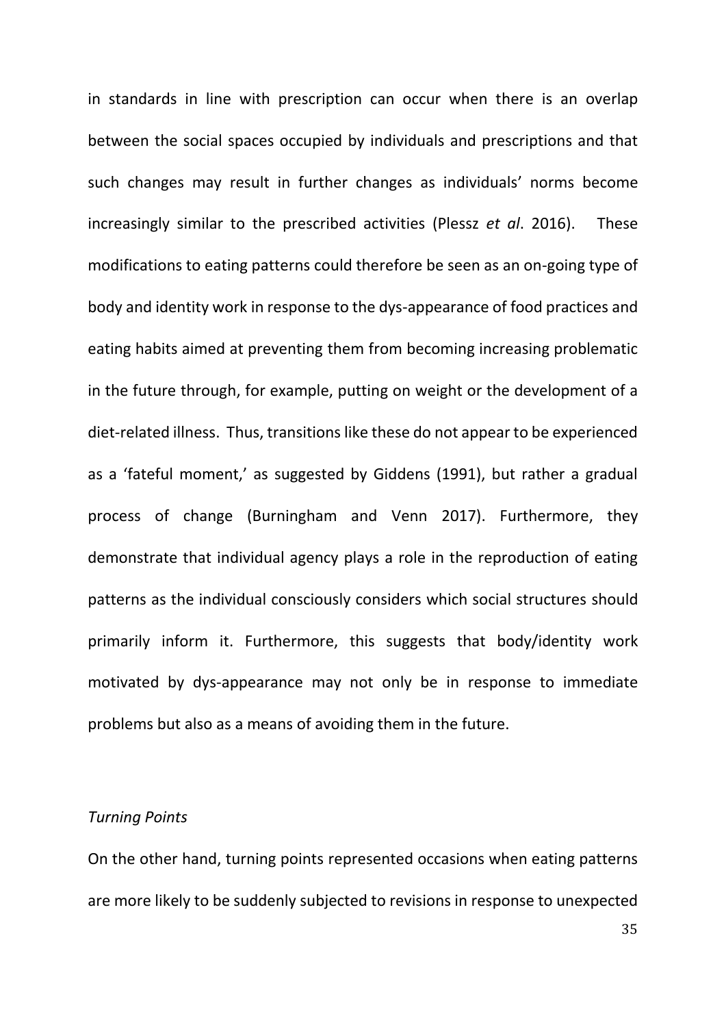in standards in line with prescription can occur when there is an overlap between the social spaces occupied by individuals and prescriptions and that such changes may result in further changes as individuals' norms become increasingly similar to the prescribed activities (Plessz *et al*. 2016). These modifications to eating patterns could therefore be seen as an on-going type of body and identity work in response to the dys-appearance of food practices and eating habits aimed at preventing them from becoming increasing problematic in the future through, for example, putting on weight or the development of a diet-related illness. Thus, transitions like these do not appear to be experienced as a 'fateful moment,' as suggested by Giddens (1991), but rather a gradual process of change (Burningham and Venn 2017). Furthermore, they demonstrate that individual agency plays a role in the reproduction of eating patterns as the individual consciously considers which social structures should primarily inform it. Furthermore, this suggests that body/identity work motivated by dys-appearance may not only be in response to immediate problems but also as a means of avoiding them in the future.

*Turning Points*

On the other hand, turning points represented occasions when eating patterns are more likely to be suddenly subjected to revisions in response to unexpected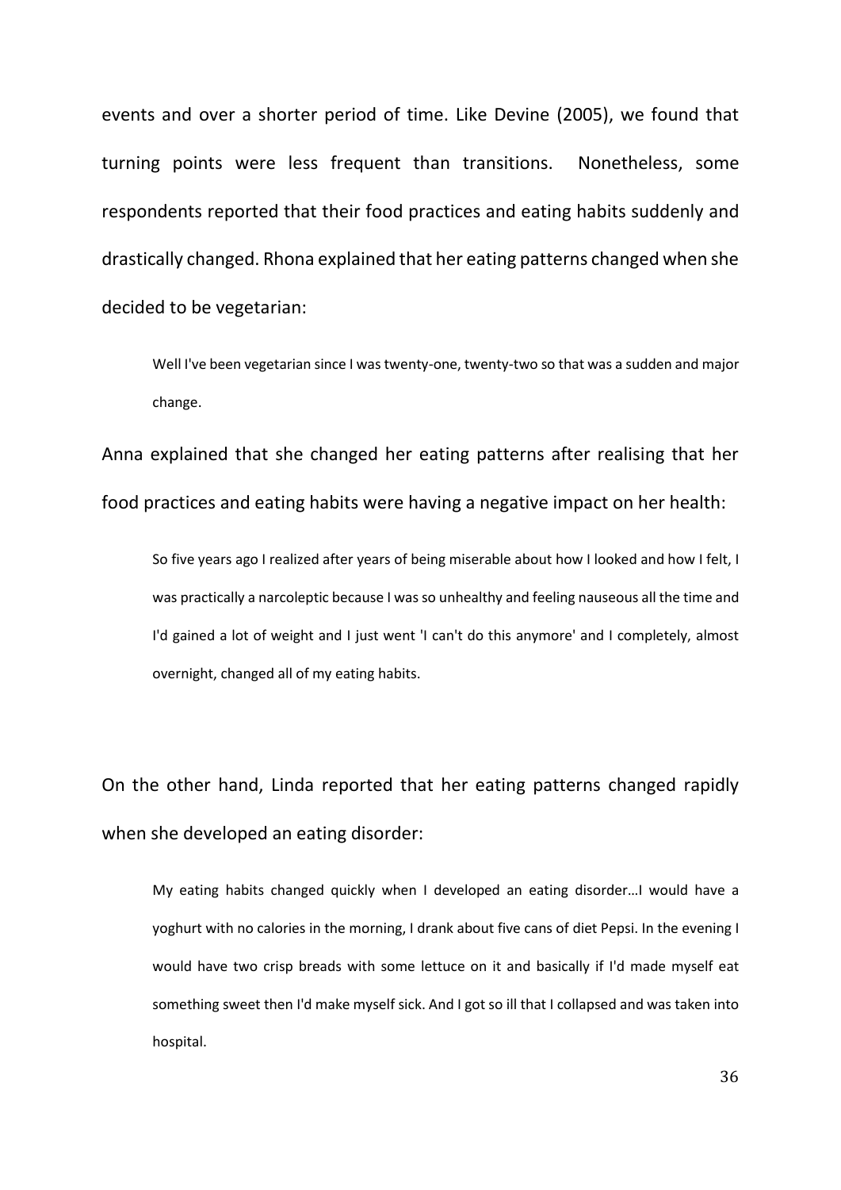events and over a shorter period of time. Like Devine (2005), we found that turning points were less frequent than transitions. Nonetheless, some respondents reported that their food practices and eating habits suddenly and drastically changed. Rhona explained that her eating patterns changed when she decided to be vegetarian:

> Well I've been vegetarian since I was twenty-one, twenty-two so that was a sudden and major change.

Anna explained that she changed her eating patterns after realising that her food practices and eating habits were having a negative impact on her health:

> So five years ago I realized after years of being miserable about how I looked and how I felt, I was practically a narcoleptic because I was so unhealthy and feeling nauseous all the time and I'd gained a lot of weight and I just went 'I can't do this anymore' and I completely, almost overnight, changed all of my eating habits.

On the other hand, Linda reported that her eating patterns changed rapidly when she developed an eating disorder:

> My eating habits changed quickly when I developed an eating disorder…I would have a yoghurt with no calories in the morning, I drank about five cans of diet Pepsi. In the evening I would have two crisp breads with some lettuce on it and basically if I'd made myself eat something sweet then I'd make myself sick. And I got so ill that I collapsed and was taken into hospital.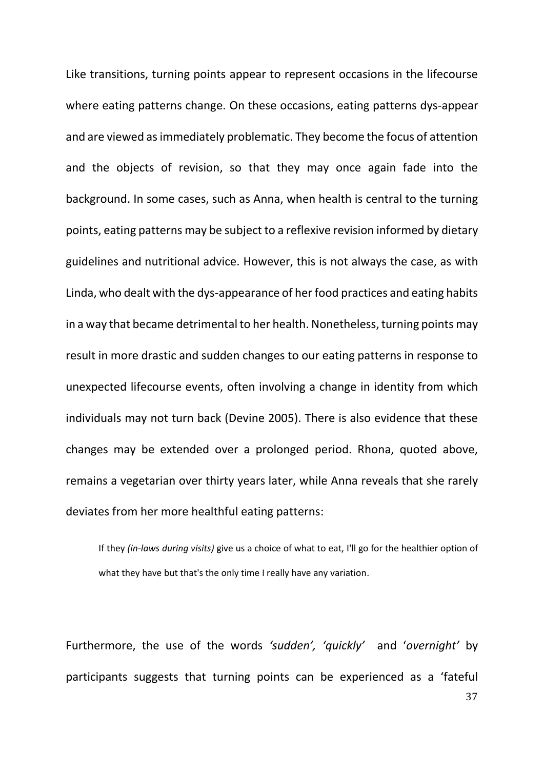Like transitions, turning points appear to represent occasions in the lifecourse where eating patterns change. On these occasions, eating patterns dys-appear and are viewed as immediately problematic. They become the focus of attention and the objects of revision, so that they may once again fade into the background. In some cases, such as Anna, when health is central to the turning points, eating patterns may be subject to a reflexive revision informed by dietary guidelines and nutritional advice. However, this is not always the case, as with Linda, who dealt with the dys-appearance of her food practices and eating habits in a way that became detrimental to her health. Nonetheless, turning points may result in more drastic and sudden changes to our eating patterns in response to unexpected lifecourse events, often involving a change in identity from which individuals may not turn back (Devine 2005). There is also evidence that these changes may be extended over a prolonged period. Rhona, quoted above, remains a vegetarian over thirty years later, while Anna reveals that she rarely deviates from her more healthful eating patterns:

> If they *(in-laws during visits)* give us a choice of what to eat, I'll go for the healthier option of what they have but that's the only time I really have any variation.

Furthermore, the use of the words *'sudden', 'quickly'* and '*overnight'* by participants suggests that turning points can be experienced as a 'fateful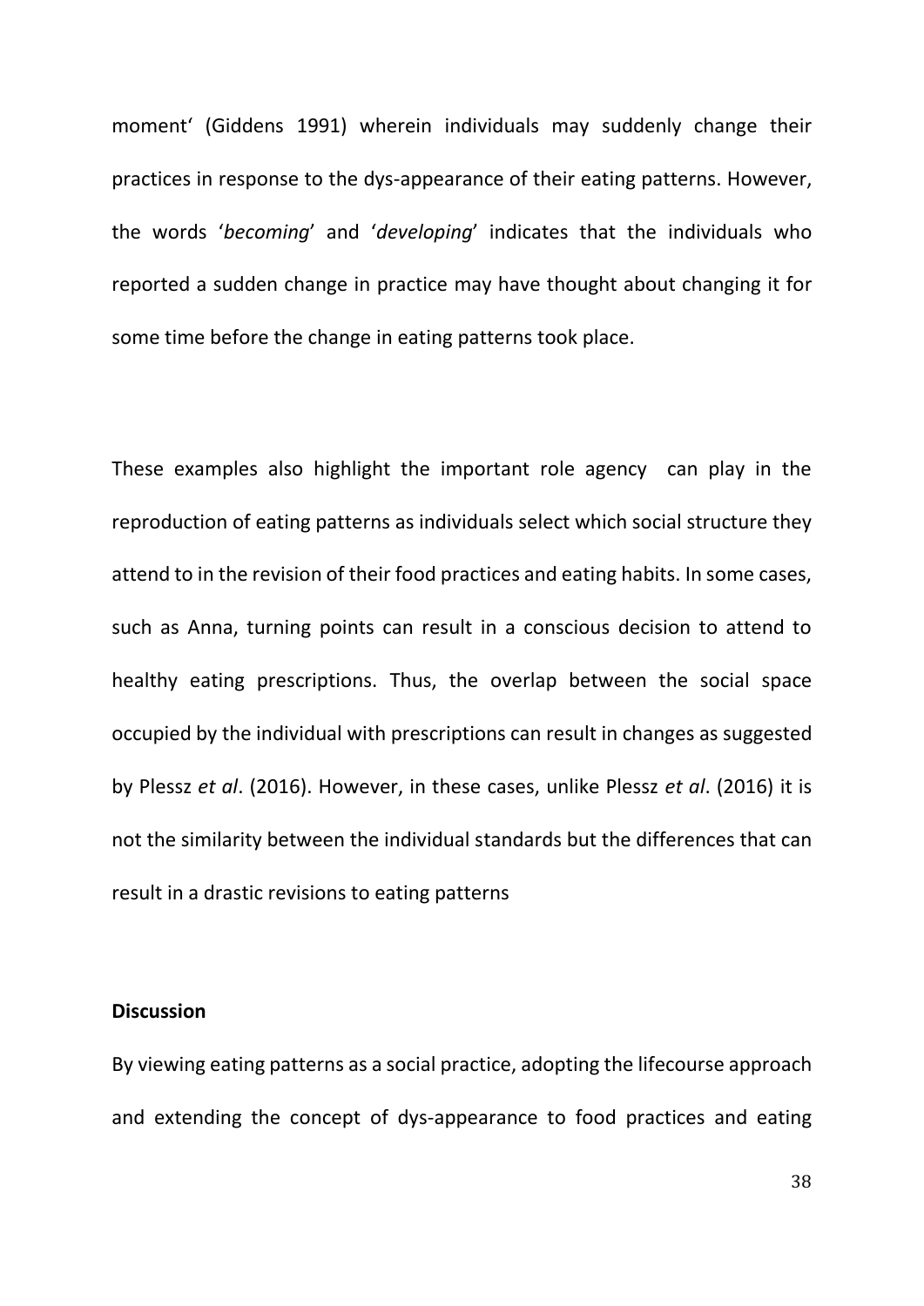moment' (Giddens 1991) wherein individuals may suddenly change their practices in response to the dys-appearance of their eating patterns. However, the words '*becoming*' and '*developing*' indicates that the individuals who reported a sudden change in practice may have thought about changing it for some time before the change in eating patterns took place.

These examples also highlight the important role agency can play in the reproduction of eating patterns as individuals select which social structure they attend to in the revision of their food practices and eating habits. In some cases, such as Anna, turning points can result in a conscious decision to attend to healthy eating prescriptions. Thus, the overlap between the social space occupied by the individual with prescriptions can result in changes as suggested by Plessz *et al*. (2016). However, in these cases, unlike Plessz *et al*. (2016) it is not the similarity between the individual standards but the differences that can result in a drastic revisions to eating patterns

**Discussion**

By viewing eating patterns as a social practice, adopting the lifecourse approach and extending the concept of dys-appearance to food practices and eating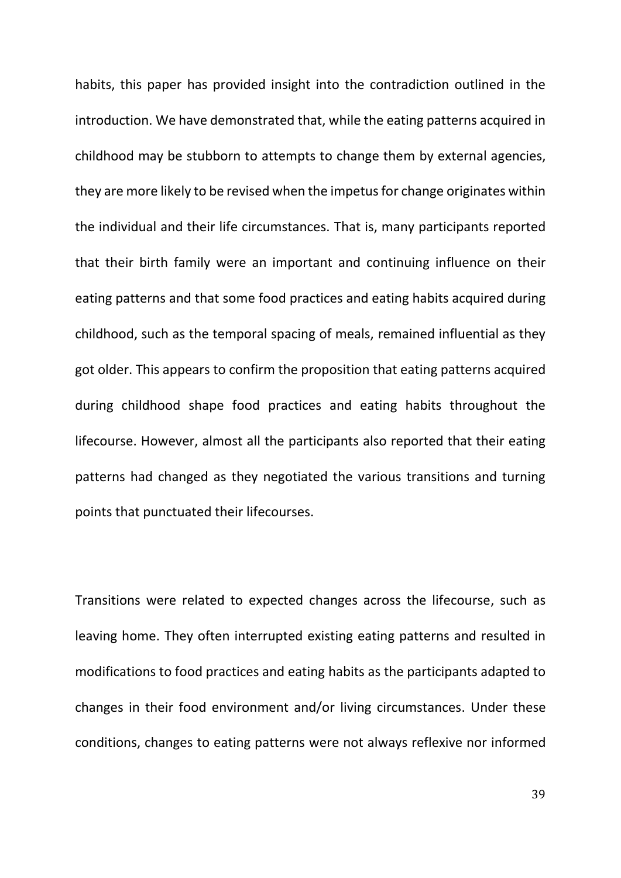habits, this paper has provided insight into the contradiction outlined in the introduction. We have demonstrated that, while the eating patterns acquired in childhood may be stubborn to attempts to change them by external agencies, they are more likely to be revised when the impetus for change originates within the individual and their life circumstances. That is, many participants reported that their birth family were an important and continuing influence on their eating patterns and that some food practices and eating habits acquired during childhood, such as the temporal spacing of meals, remained influential as they got older. This appears to confirm the proposition that eating patterns acquired during childhood shape food practices and eating habits throughout the lifecourse. However, almost all the participants also reported that their eating patterns had changed as they negotiated the various transitions and turning points that punctuated their lifecourses.

Transitions were related to expected changes across the lifecourse, such as leaving home. They often interrupted existing eating patterns and resulted in modifications to food practices and eating habits as the participants adapted to changes in their food environment and/or living circumstances. Under these conditions, changes to eating patterns were not always reflexive nor informed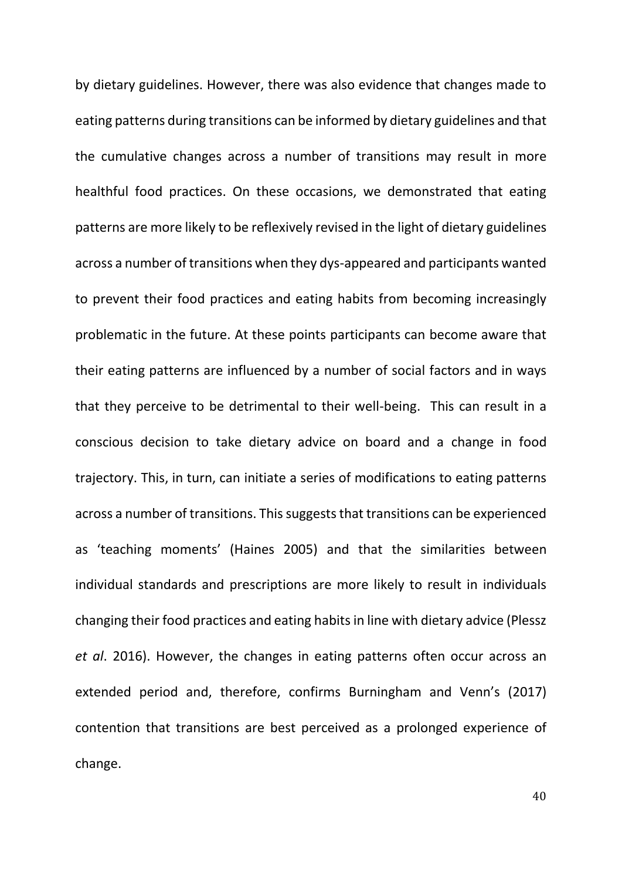by dietary guidelines. However, there was also evidence that changes made to eating patterns during transitions can be informed by dietary guidelines and that the cumulative changes across a number of transitions may result in more healthful food practices. On these occasions, we demonstrated that eating patterns are more likely to be reflexively revised in the light of dietary guidelines across a number of transitions when they dys-appeared and participants wanted to prevent their food practices and eating habits from becoming increasingly problematic in the future. At these points participants can become aware that their eating patterns are influenced by a number of social factors and in ways that they perceive to be detrimental to their well-being. This can result in a conscious decision to take dietary advice on board and a change in food trajectory. This, in turn, can initiate a series of modifications to eating patterns across a number of transitions. This suggests that transitions can be experienced as 'teaching moments' (Haines 2005) and that the similarities between individual standards and prescriptions are more likely to result in individuals changing their food practices and eating habits in line with dietary advice (Plessz *et al*. 2016). However, the changes in eating patterns often occur across an extended period and, therefore, confirms Burningham and Venn's (2017) contention that transitions are best perceived as a prolonged experience of change.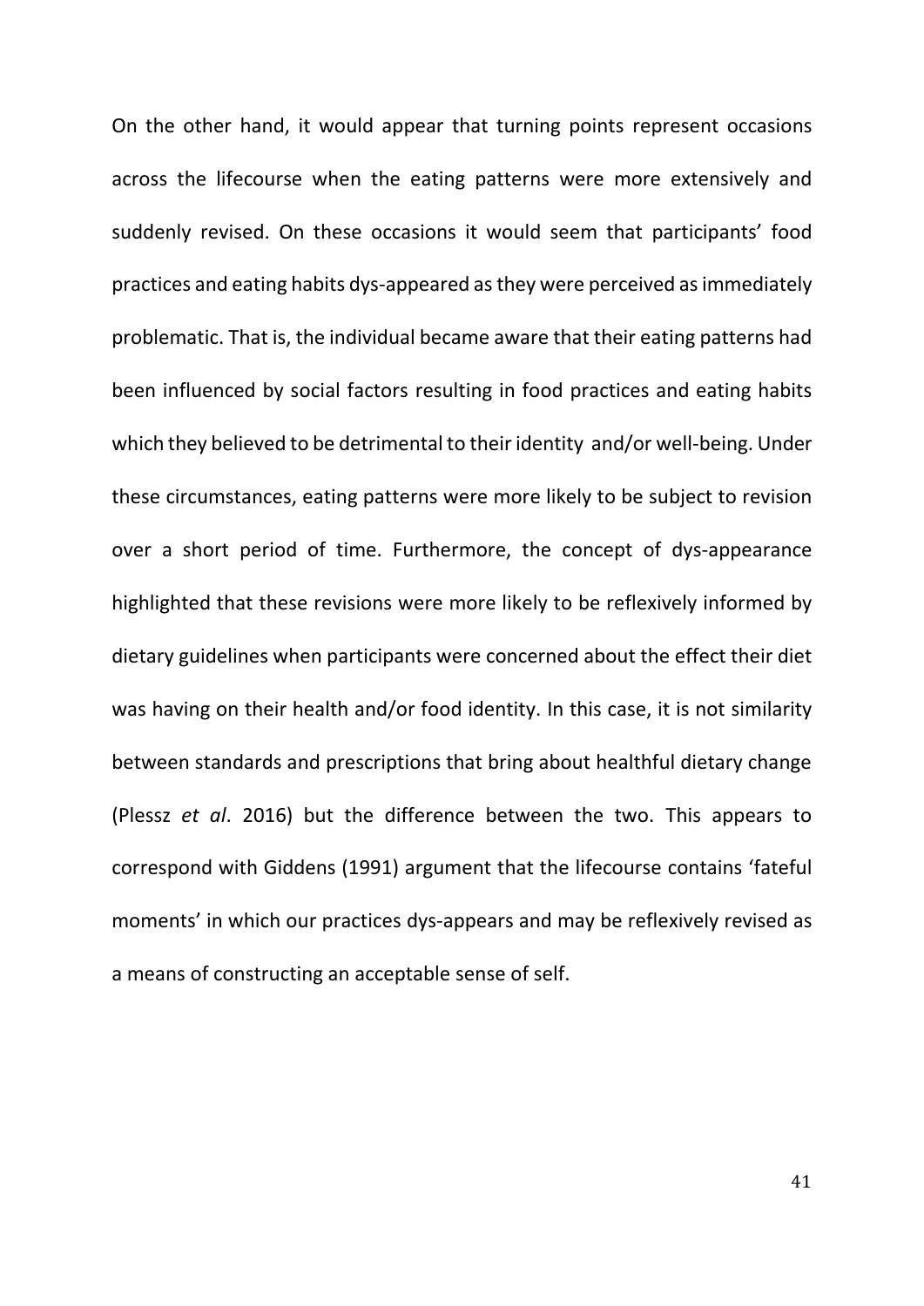On the other hand, it would appear that turning points represent occasions across the lifecourse when the eating patterns were more extensively and suddenly revised. On these occasions it would seem that participants' food practices and eating habits dys-appeared as they were perceived as immediately problematic. That is, the individual became aware that their eating patterns had been influenced by social factors resulting in food practices and eating habits which they believed to be detrimental to their identity and/or well-being. Under these circumstances, eating patterns were more likely to be subject to revision over a short period of time. Furthermore, the concept of dys-appearance highlighted that these revisions were more likely to be reflexively informed by dietary guidelines when participants were concerned about the effect their diet was having on their health and/or food identity. In this case, it is not similarity between standards and prescriptions that bring about healthful dietary change (Plessz *et al*. 2016) but the difference between the two. This appears to correspond with Giddens (1991) argument that the lifecourse contains 'fateful moments' in which our practices dys-appears and may be reflexively revised as a means of constructing an acceptable sense of self.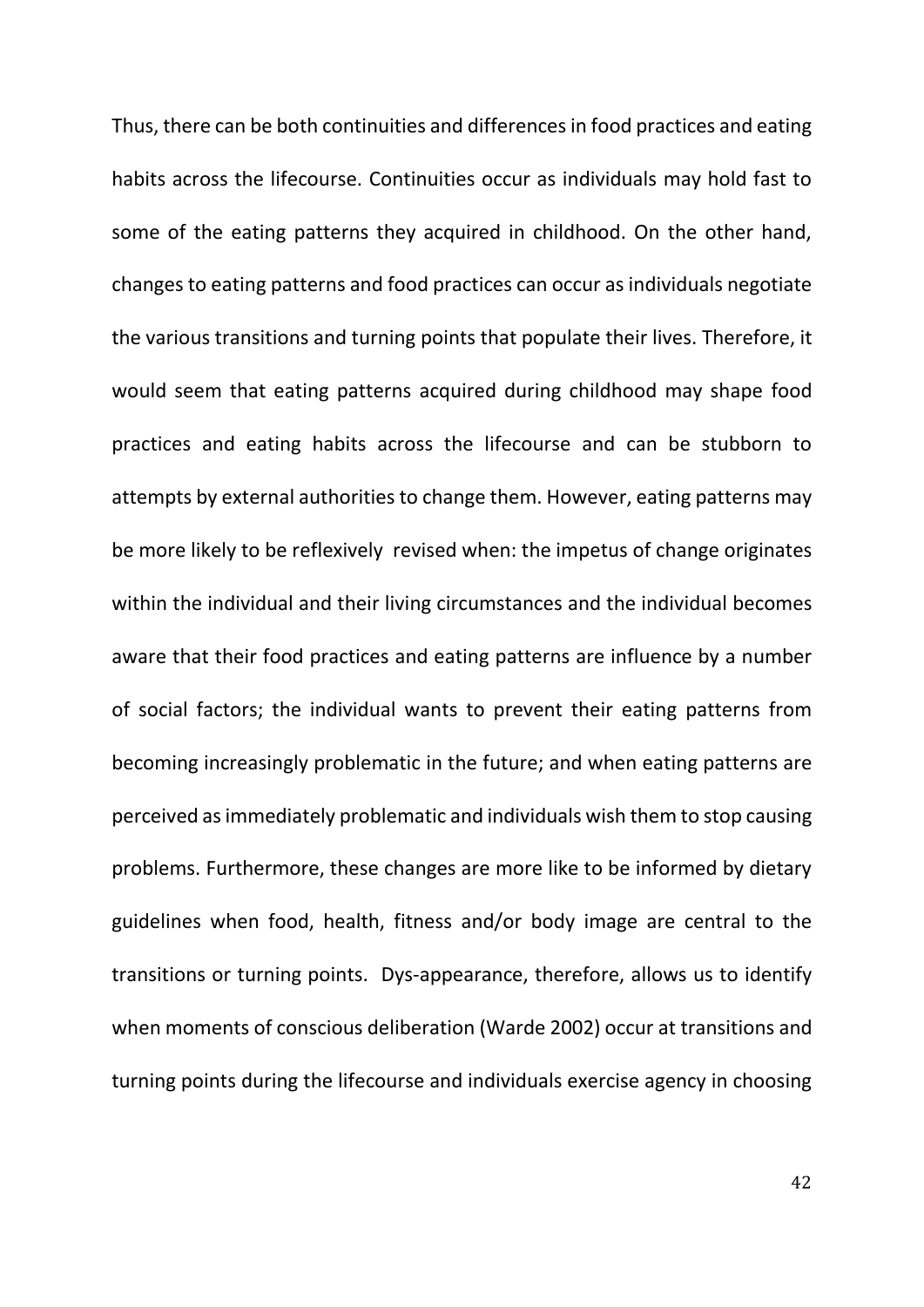Thus, there can be both continuities and differences in food practices and eating habits across the lifecourse. Continuities occur as individuals may hold fast to some of the eating patterns they acquired in childhood. On the other hand, changes to eating patterns and food practices can occur as individuals negotiate the various transitions and turning points that populate their lives. Therefore, it would seem that eating patterns acquired during childhood may shape food practices and eating habits across the lifecourse and can be stubborn to attempts by external authorities to change them. However, eating patterns may be more likely to be reflexively revised when: the impetus of change originates within the individual and their living circumstances and the individual becomes aware that their food practices and eating patterns are influence by a number of social factors; the individual wants to prevent their eating patterns from becoming increasingly problematic in the future; and when eating patterns are perceived as immediately problematic and individuals wish them to stop causing problems. Furthermore, these changes are more like to be informed by dietary guidelines when food, health, fitness and/or body image are central to the transitions or turning points. Dys-appearance, therefore, allows us to identify when moments of conscious deliberation (Warde 2002) occur at transitions and turning points during the lifecourse and individuals exercise agency in choosing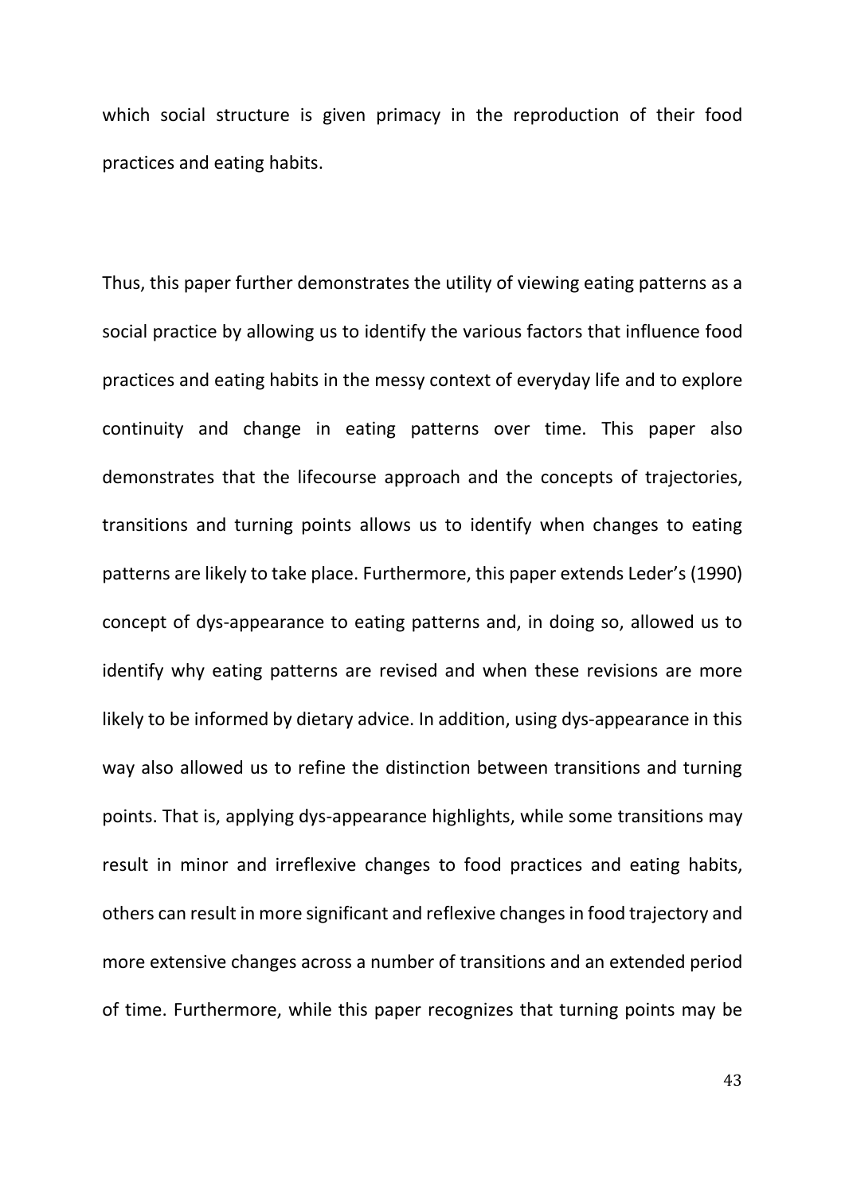which social structure is given primacy in the reproduction of their food practices and eating habits.

Thus, this paper further demonstrates the utility of viewing eating patterns as a social practice by allowing us to identify the various factors that influence food practices and eating habits in the messy context of everyday life and to explore continuity and change in eating patterns over time. This paper also demonstrates that the lifecourse approach and the concepts of trajectories, transitions and turning points allows us to identify when changes to eating patterns are likely to take place. Furthermore, this paper extends Leder's (1990) concept of dys-appearance to eating patterns and, in doing so, allowed us to identify why eating patterns are revised and when these revisions are more likely to be informed by dietary advice. In addition, using dys-appearance in this way also allowed us to refine the distinction between transitions and turning points. That is, applying dys-appearance highlights, while some transitions may result in minor and irreflexive changes to food practices and eating habits, others can result in more significant and reflexive changes in food trajectory and more extensive changes across a number of transitions and an extended period of time. Furthermore, while this paper recognizes that turning points may be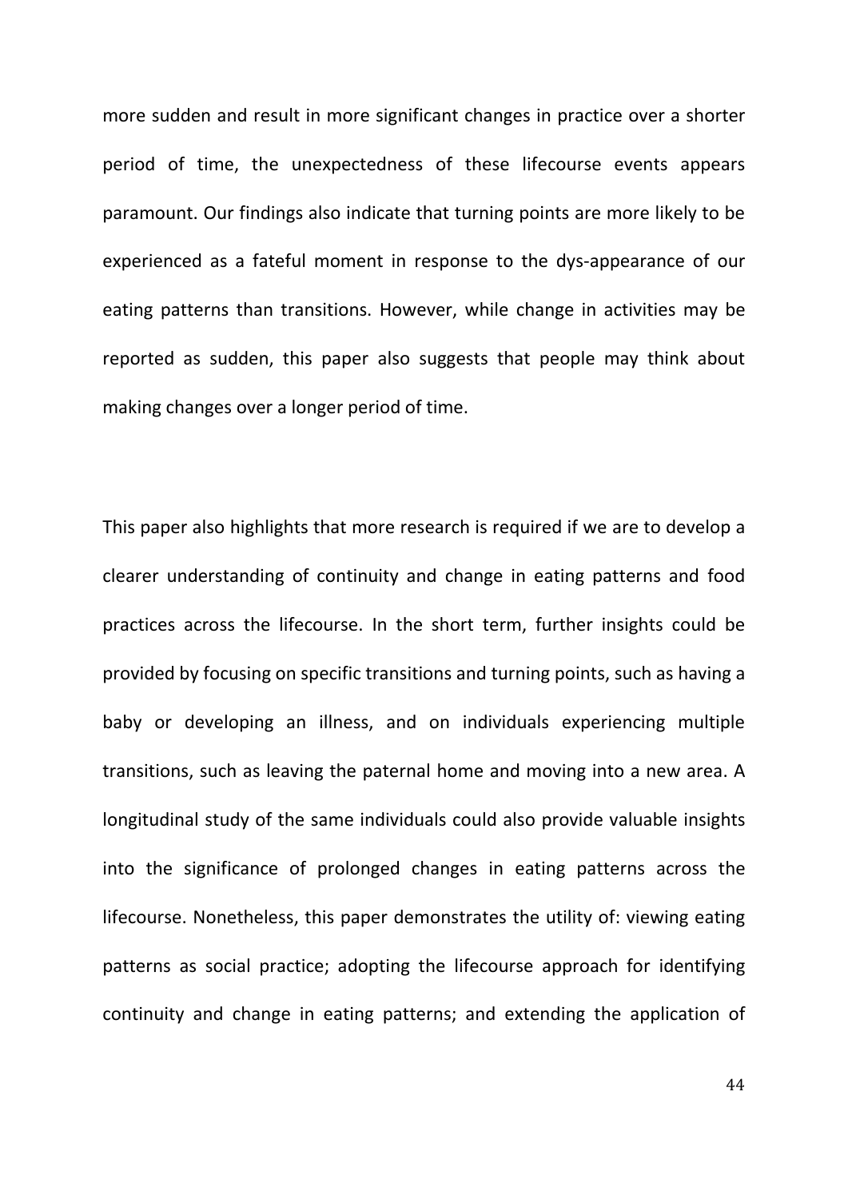more sudden and result in more significant changes in practice over a shorter period of time, the unexpectedness of these lifecourse events appears paramount. Our findings also indicate that turning points are more likely to be experienced as a fateful moment in response to the dys-appearance of our eating patterns than transitions. However, while change in activities may be reported as sudden, this paper also suggests that people may think about making changes over a longer period of time.

This paper also highlights that more research is required if we are to develop a clearer understanding of continuity and change in eating patterns and food practices across the lifecourse. In the short term, further insights could be provided by focusing on specific transitions and turning points, such as having a baby or developing an illness, and on individuals experiencing multiple transitions, such as leaving the paternal home and moving into a new area. A longitudinal study of the same individuals could also provide valuable insights into the significance of prolonged changes in eating patterns across the lifecourse. Nonetheless, this paper demonstrates the utility of: viewing eating patterns as social practice; adopting the lifecourse approach for identifying continuity and change in eating patterns; and extending the application of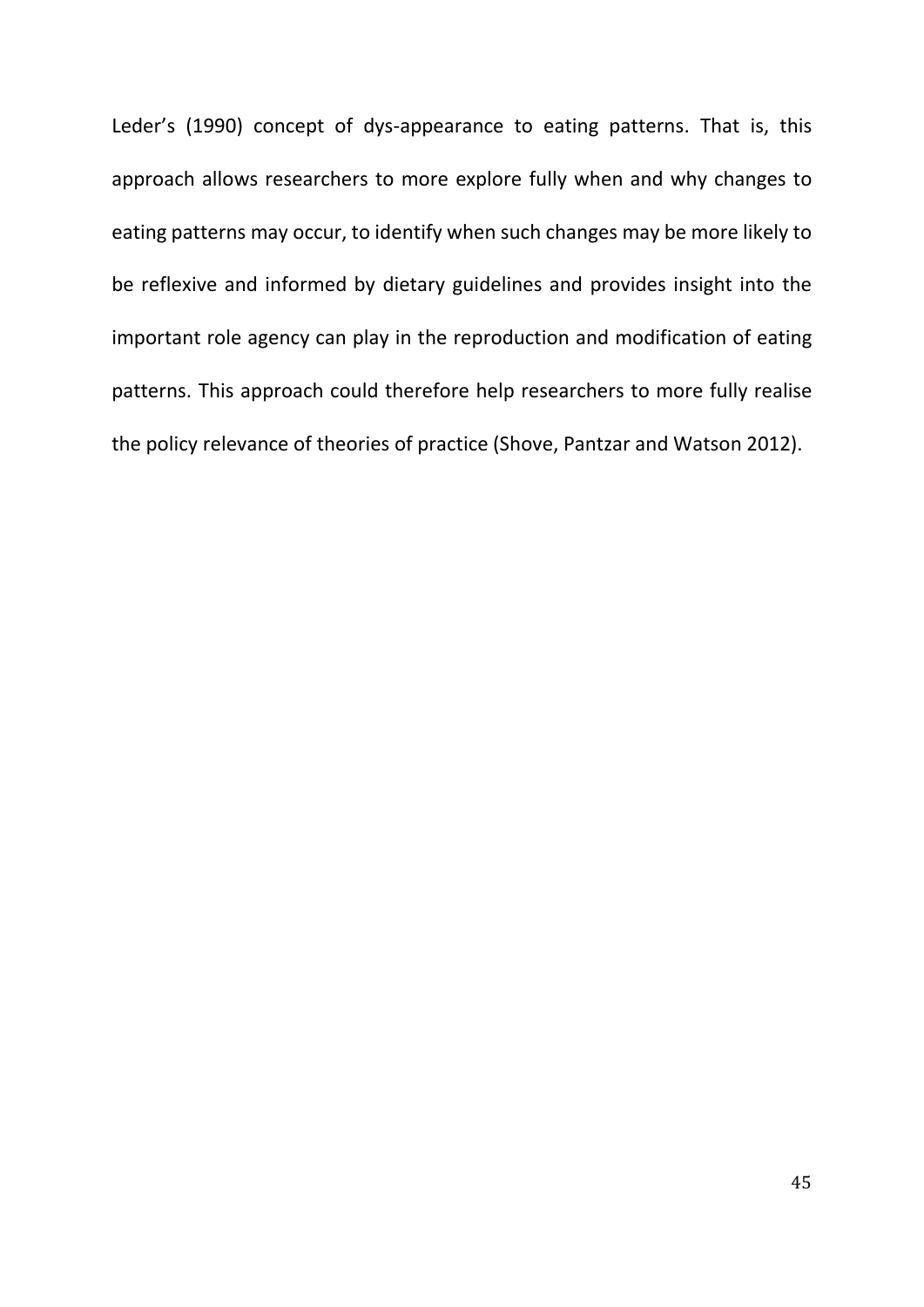Leder's (1990) concept of dys-appearance to eating patterns. That is, this approach allows researchers to more explore fully when and why changes to eating patterns may occur, to identify when such changes may be more likely to be reflexive and informed by dietary guidelines and provides insight into the important role agency can play in the reproduction and modification of eating patterns. This approach could therefore help researchers to more fully realise the policy relevance of theories of practice (Shove, Pantzar and Watson 2012).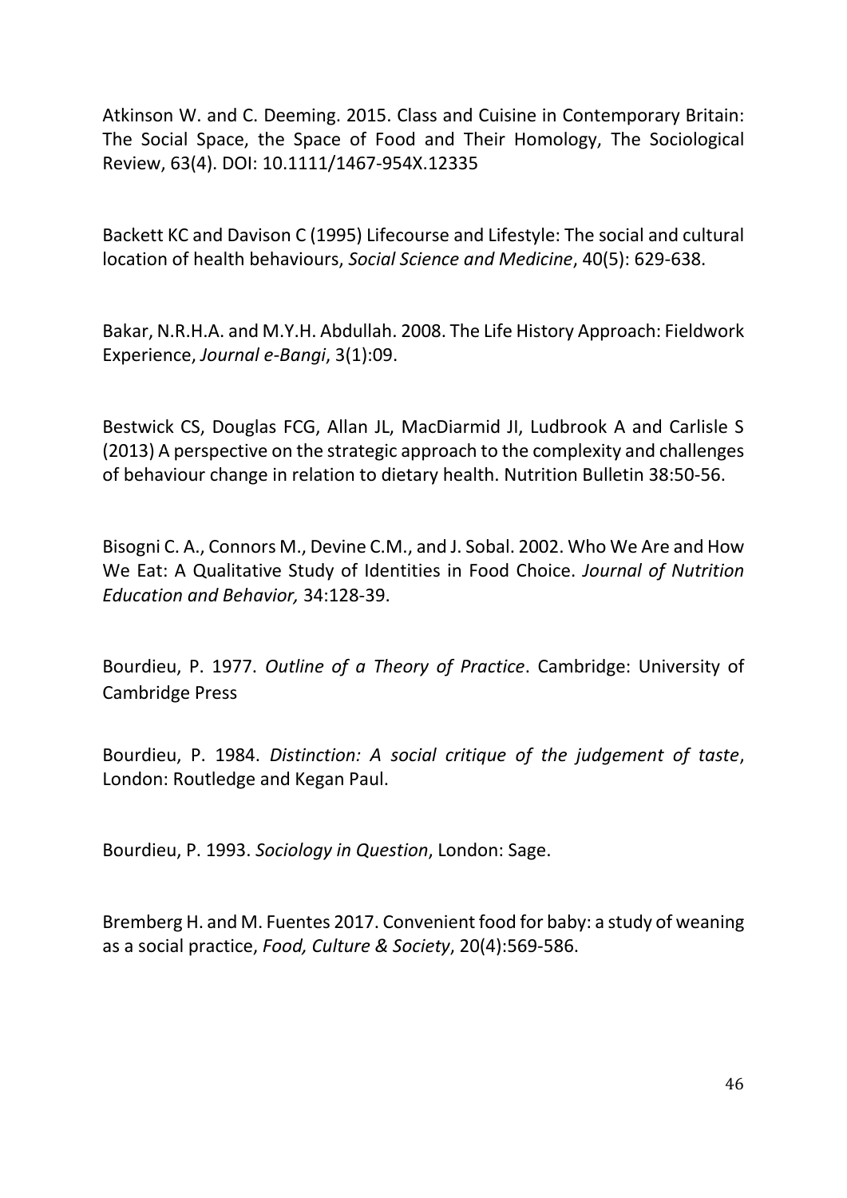Atkinson W. and C. Deeming. 2015. Class and Cuisine in Contemporary Britain: The Social Space, the Space of Food and Their Homology, The Sociological Review, 63(4). DOI: 10.1111/1467-954X.12335

Backett KC and Davison C (1995) Lifecourse and Lifestyle: The social and cultural location of health behaviours, *Social Science and Medicine*, 40(5): 629-638.

Bakar, N.R.H.A. and M.Y.H. Abdullah. 2008. The Life History Approach: Fieldwork Experience, *Journal e-Bangi*, 3(1):09.

Bestwick CS, Douglas FCG, Allan JL, MacDiarmid JI, Ludbrook A and Carlisle S (2013) A perspective on the strategic approach to the complexity and challenges of behaviour change in relation to dietary health. Nutrition Bulletin 38:50-56.

Bisogni C. A., Connors M., Devine C.M., and J. Sobal. 2002. Who We Are and How We Eat: A Qualitative Study of Identities in Food Choice. *Journal of Nutrition Education and Behavior,* 34:128-39.

Bourdieu, P. 1977. *Outline of a Theory of Practice*. Cambridge: University of Cambridge Press

Bourdieu, P. 1984. *Distinction: A social critique of the judgement of taste*, London: Routledge and Kegan Paul.

Bourdieu, P. 1993. *Sociology in Question*, London: Sage.

Bremberg H. and M. Fuentes 2017. Convenient food for baby: a study of weaning as a social practice, *Food, Culture & Society*, 20(4):569-586.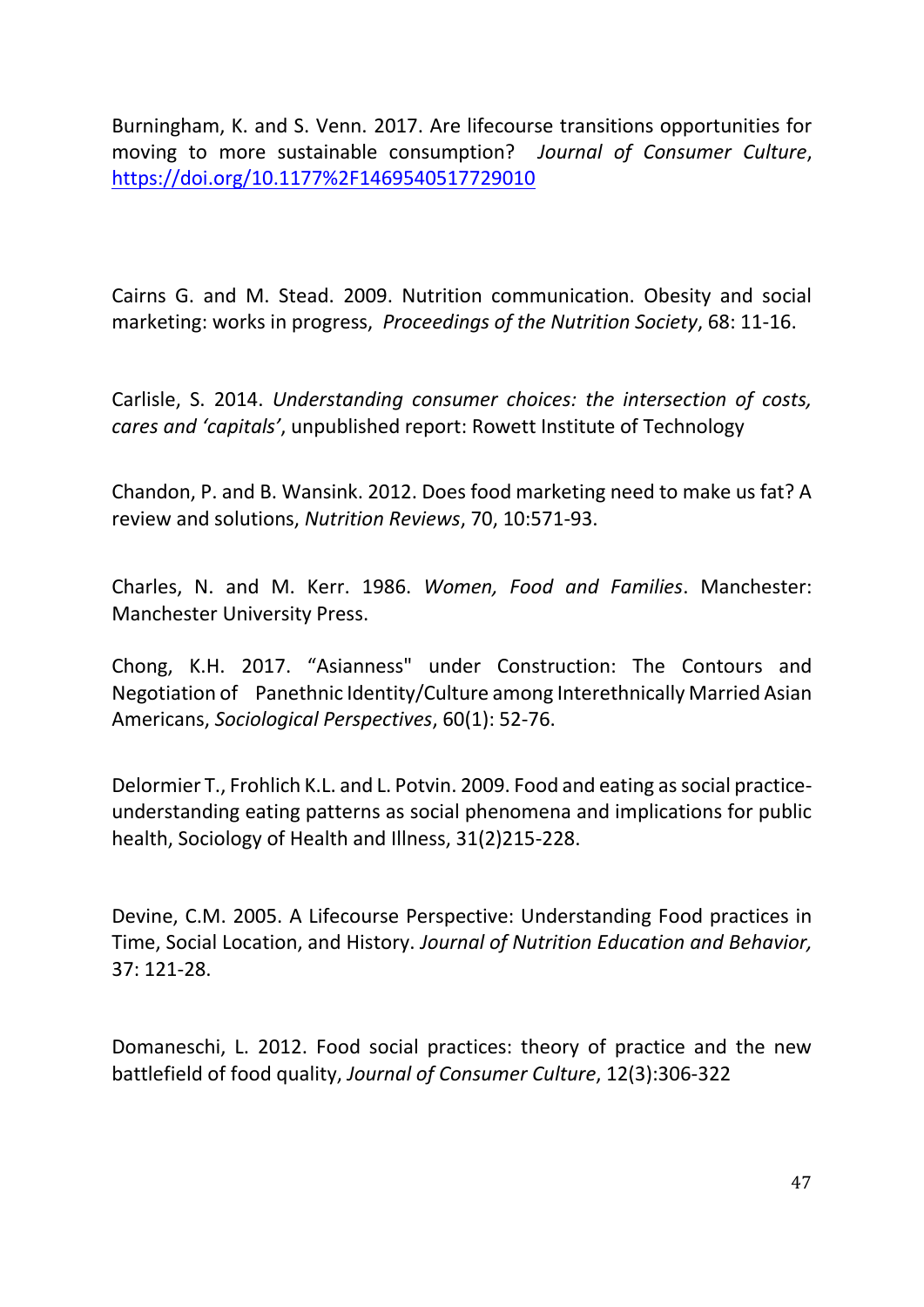Burningham, K. and S. Venn. 2017. Are lifecourse transitions opportunities for moving to more sustainable consumption? *Journal of Consumer Culture*, https://doi.org/10.1177%2F1469540517729010

Cairns G. and M. Stead. 2009. Nutrition communication. Obesity and social marketing: works in progress, *Proceedings of the Nutrition Society*, 68: 11-16.

Carlisle, S. 2014. *Understanding consumer choices: the intersection of costs, cares and 'capitals'*, unpublished report: Rowett Institute of Technology

Chandon, P. and B. Wansink. 2012. Does food marketing need to make us fat? A review and solutions, *Nutrition Reviews*, 70, 10:571-93.

Charles, N. and M. Kerr. 1986. *Women, Food and Families*. Manchester: Manchester University Press.

Chong, K.H. 2017. "Asianness" under Construction: The Contours and Negotiation of Panethnic Identity/Culture among Interethnically Married Asian Americans, *Sociological Perspectives*, 60(1): 52-76.

Delormier T., Frohlich K.L. and L. Potvin. 2009. Food and eating as social practice- understanding eating patterns as social phenomena and implications for public health, Sociology of Health and Illness, 31(2)215-228.

Devine, C.M. 2005. A Lifecourse Perspective: Understanding Food practices in Time, Social Location, and History. *Journal of Nutrition Education and Behavior,* 37: 121-28.

Domaneschi, L. 2012. Food social practices: theory of practice and the new battlefield of food quality, *Journal of Consumer Culture*, 12(3):306-322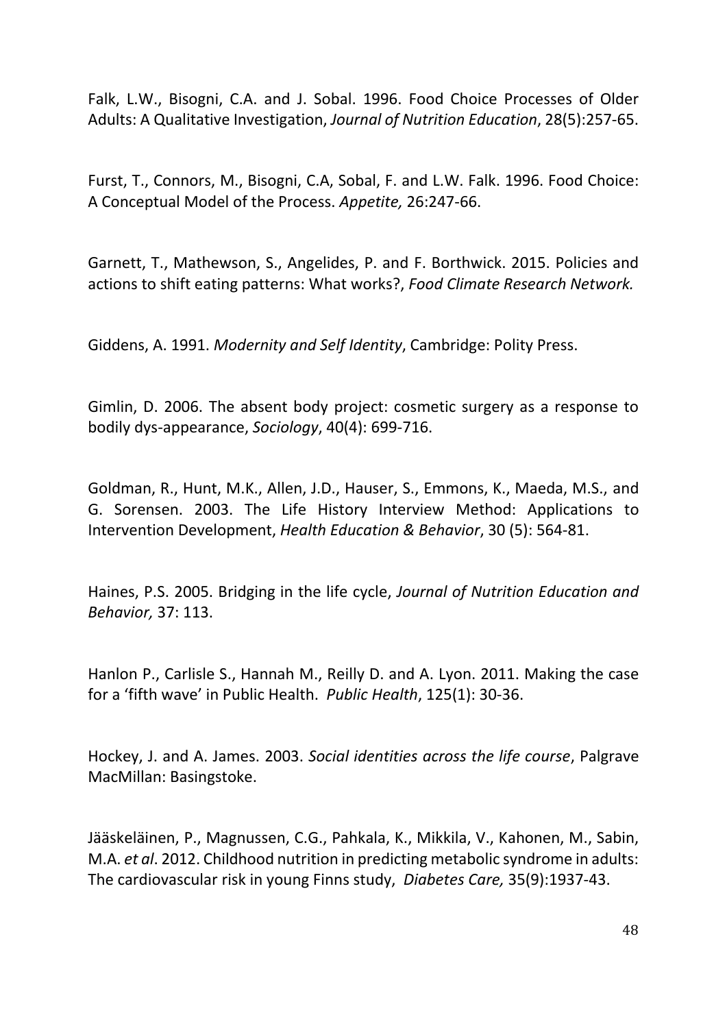Falk, L.W., Bisogni, C.A. and J. Sobal. 1996. Food Choice Processes of Older Adults: A Qualitative Investigation, *Journal of Nutrition Education*, 28(5):257-65.

Furst, T., Connors, M., Bisogni, C.A, Sobal, F. and L.W. Falk. 1996. Food Choice: A Conceptual Model of the Process. *Appetite,* 26:247-66.

Garnett, T., Mathewson, S., Angelides, P. and F. Borthwick. 2015. Policies and actions to shift eating patterns: What works?, *Food Climate Research Network.*

Giddens, A. 1991. *Modernity and Self Identity*, Cambridge: Polity Press.

Gimlin, D. 2006. The absent body project: cosmetic surgery as a response to bodily dys-appearance, *Sociology*, 40(4): 699-716.

Goldman, R., Hunt, M.K., Allen, J.D., Hauser, S., Emmons, K., Maeda, M.S., and G. Sorensen. 2003. The Life History Interview Method: Applications to Intervention Development, *Health Education & Behavior*, 30 (5): 564-81.

Haines, P.S. 2005. Bridging in the life cycle, *Journal of Nutrition Education and Behavior,* 37: 113.

Hanlon P., Carlisle S., Hannah M., Reilly D. and A. Lyon. 2011. Making the case for a 'fifth wave' in Public Health. *Public Health*, 125(1): 30-36.

Hockey, J. and A. James. 2003. *Social identities across the life course*, Palgrave MacMillan: Basingstoke.

Jääskeläinen, P., Magnussen, C.G., Pahkala, K., Mikkila, V., Kahonen, M., Sabin, M.A. *et al*. 2012. Childhood nutrition in predicting metabolic syndrome in adults: The cardiovascular risk in young Finns study, *Diabetes Care,* 35(9):1937-43.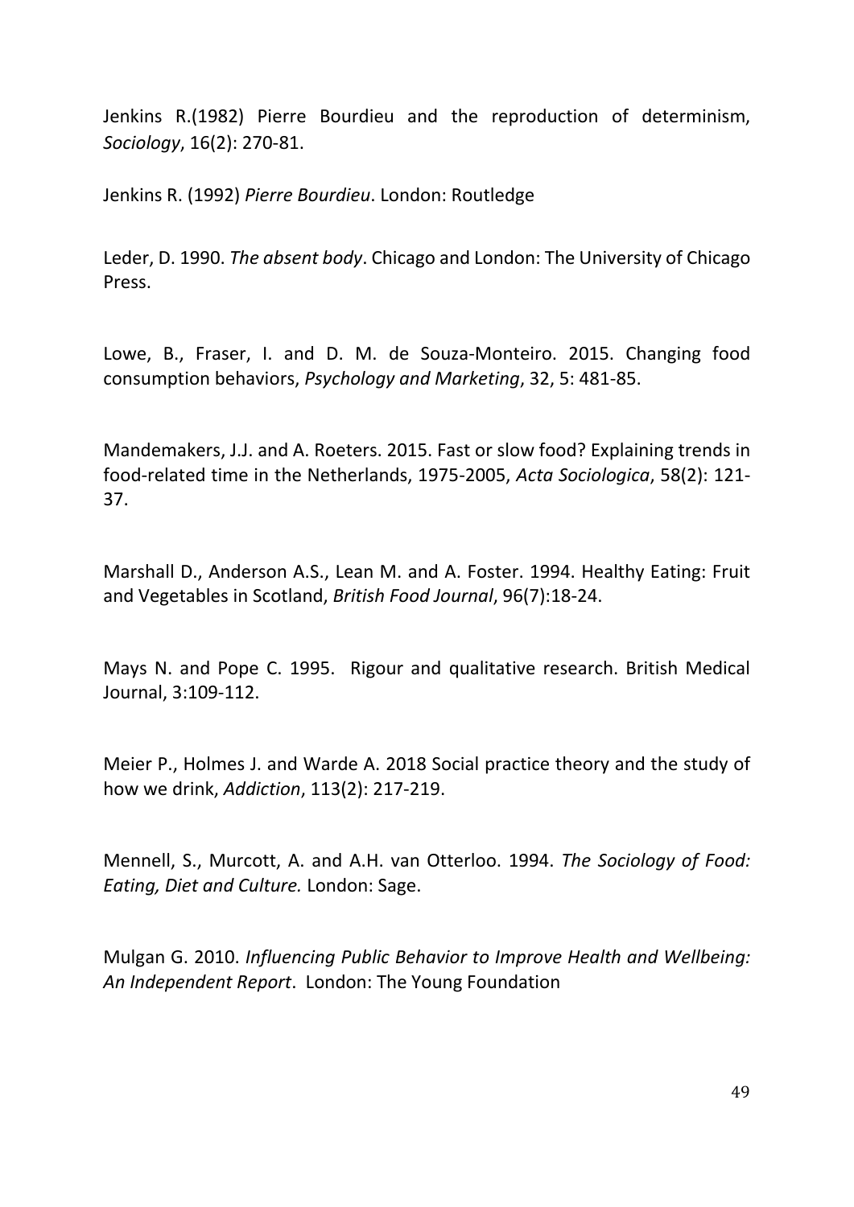Jenkins R.(1982) Pierre Bourdieu and the reproduction of determinism, *Sociology*, 16(2): 270-81.

Jenkins R. (1992) *Pierre Bourdieu*. London: Routledge

Leder, D. 1990. *The absent body*. Chicago and London: The University of Chicago Press.

Lowe, B., Fraser, I. and D. M. de Souza-Monteiro. 2015. Changing food consumption behaviors, *Psychology and Marketing*, 32, 5: 481-85.

Mandemakers, J.J. and A. Roeters. 2015. Fast or slow food? Explaining trends in food-related time in the Netherlands, 1975-2005, *Acta Sociologica*, 58(2): 121-37.

Marshall D., Anderson A.S., Lean M. and A. Foster. 1994. Healthy Eating: Fruit and Vegetables in Scotland, *British Food Journal*, 96(7):18-24.

Mays N. and Pope C. 1995. Rigour and qualitative research. British Medical Journal, 3:109-112.

Meier P., Holmes J. and Warde A. 2018 Social practice theory and the study of how we drink, *Addiction*, 113(2): 217-219.

Mennell, S., Murcott, A. and A.H. van Otterloo. 1994. *The Sociology of Food: Eating, Diet and Culture.* London: Sage.

Mulgan G. 2010. *Influencing Public Behavior to Improve Health and Wellbeing: An Independent Report*. London: The Young Foundation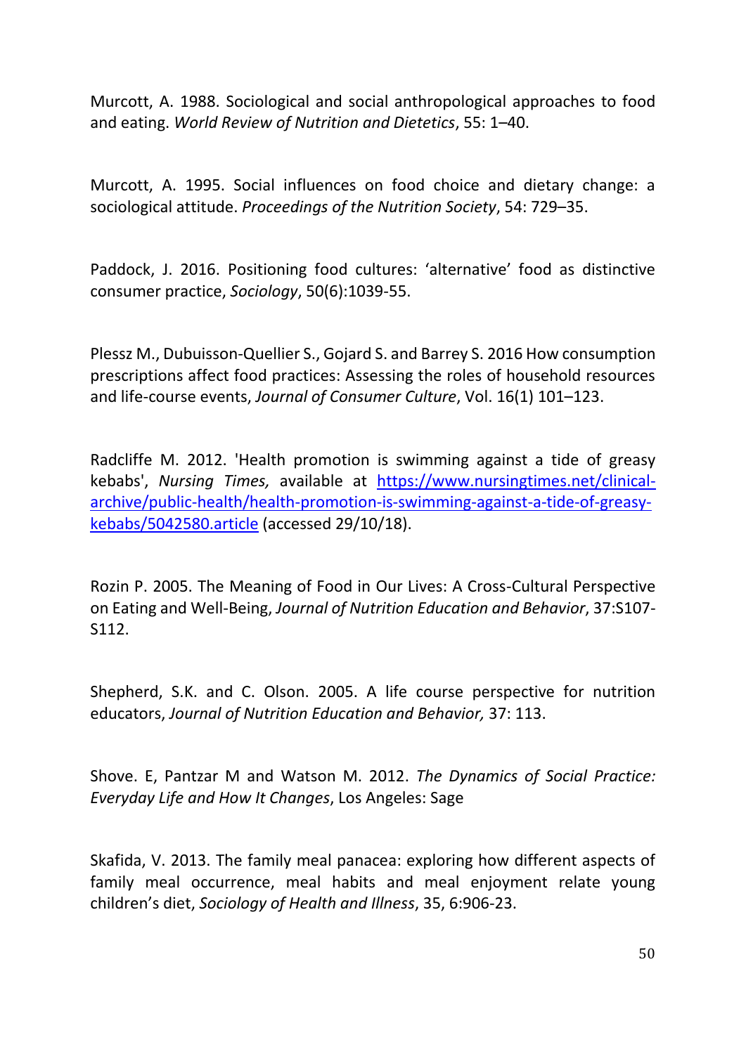Murcott, A. 1988. Sociological and social anthropological approaches to food and eating. *World Review of Nutrition and Dietetics*, 55: 1–40.

Murcott, A. 1995. Social influences on food choice and dietary change: a sociological attitude. *Proceedings of the Nutrition Society*, 54: 729–35.

Paddock, J. 2016. Positioning food cultures: 'alternative' food as distinctive consumer practice, *Sociology*, 50(6):1039-55.

Plessz M., Dubuisson-Quellier S., Gojard S. and Barrey S. 2016 How consumption prescriptions affect food practices: Assessing the roles of household resources and life-course events, *Journal of Consumer Culture*, Vol. 16(1) 101–123.

Radcliffe M. 2012. 'Health promotion is swimming against a tide of greasy kebabs', *Nursing Times,* available at https://www.nursingtimes.net/clinical-archive/public-health/health-promotion-is-swimming-against-a-tide-of-greasy-kebabs/5042580.article (accessed 29/10/18).

Rozin P. 2005. The Meaning of Food in Our Lives: A Cross-Cultural Perspective on Eating and Well-Being, *Journal of Nutrition Education and Behavior*, 37:S107-S112.

Shepherd, S.K. and C. Olson. 2005. A life course perspective for nutrition educators, *Journal of Nutrition Education and Behavior,* 37: 113.

Shove. E, Pantzar M and Watson M. 2012. *The Dynamics of Social Practice: Everyday Life and How It Changes*, Los Angeles: Sage

Skafida, V. 2013. The family meal panacea: exploring how different aspects of family meal occurrence, meal habits and meal enjoyment relate young children's diet, *Sociology of Health and Illness*, 35, 6:906-23.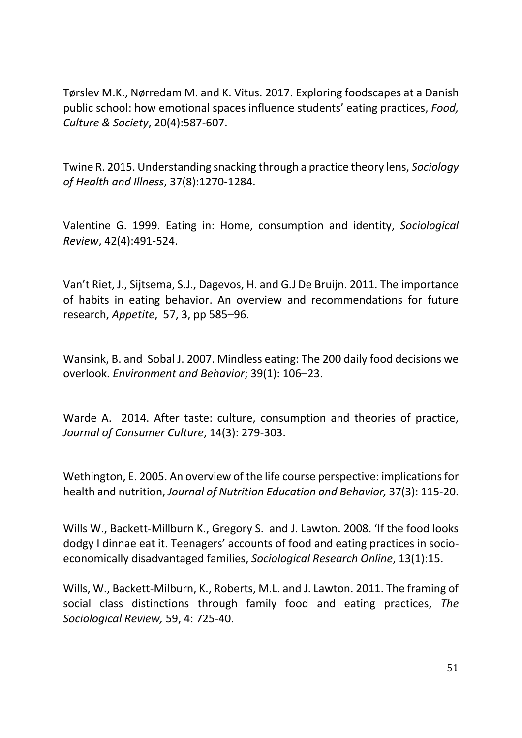Tørslev M.K., Nørredam M. and K. Vitus. 2017. Exploring foodscapes at a Danish public school: how emotional spaces influence students' eating practices, *Food, Culture & Society*, 20(4):587-607.

Twine R. 2015. Understanding snacking through a practice theory lens, *Sociology of Health and Illness*, 37(8):1270-1284.

Valentine G. 1999. Eating in: Home, consumption and identity, *Sociological Review*, 42(4):491-524.

Van't Riet, J., Sijtsema, S.J., Dagevos, H. and G.J De Bruijn. 2011. The importance of habits in eating behavior. An overview and recommendations for future research, *Appetite*, 57, 3, pp 585–96.

Wansink, B. and Sobal J. 2007. Mindless eating: The 200 daily food decisions we overlook. *Environment and Behavior*; 39(1): 106–23.

Warde A. 2014. After taste: culture, consumption and theories of practice, *Journal of Consumer Culture*, 14(3): 279-303.

Wethington, E. 2005. An overview of the life course perspective: implications for health and nutrition, *Journal of Nutrition Education and Behavior,* 37(3): 115-20.

Wills W., Backett-Millburn K., Gregory S. and J. Lawton. 2008. 'If the food looks dodgy I dinnae eat it. Teenagers' accounts of food and eating practices in socio-economically disadvantaged families, *Sociological Research Online*, 13(1):15.

Wills, W., Backett-Milburn, K., Roberts, M.L. and J. Lawton. 2011. The framing of social class distinctions through family food and eating practices, *The Sociological Review,* 59, 4: 725-40.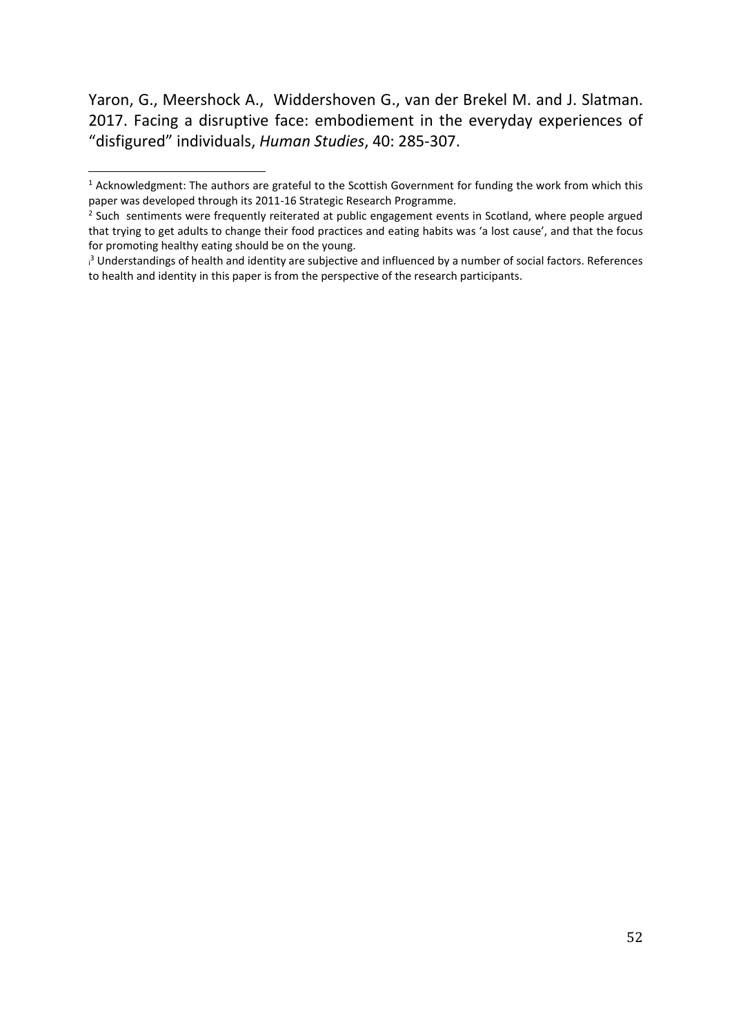Yaron, G., Meershock A., Widdershoven G., van der Brekel M. and J. Slatman. 2017. Facing a disruptive face: embodiement in the everyday experiences of “disfigured” individuals, *Human Studies*, 40: 285-307.

---

[1] Acknowledgment: The authors are grateful to the Scottish Government for funding the work from which this paper was developed through its 2011-16 Strategic Research Programme.

[2] Such sentiments were frequently reiterated at public engagement events in Scotland, where people argued that trying to get adults to change their food practices and eating habits was ‘a lost cause’, and that the focus for promoting healthy eating should be on the young.

[i][3] Understandings of health and identity are subjective and influenced by a number of social factors. References to health and identity in this paper is from the perspective of the research participants.